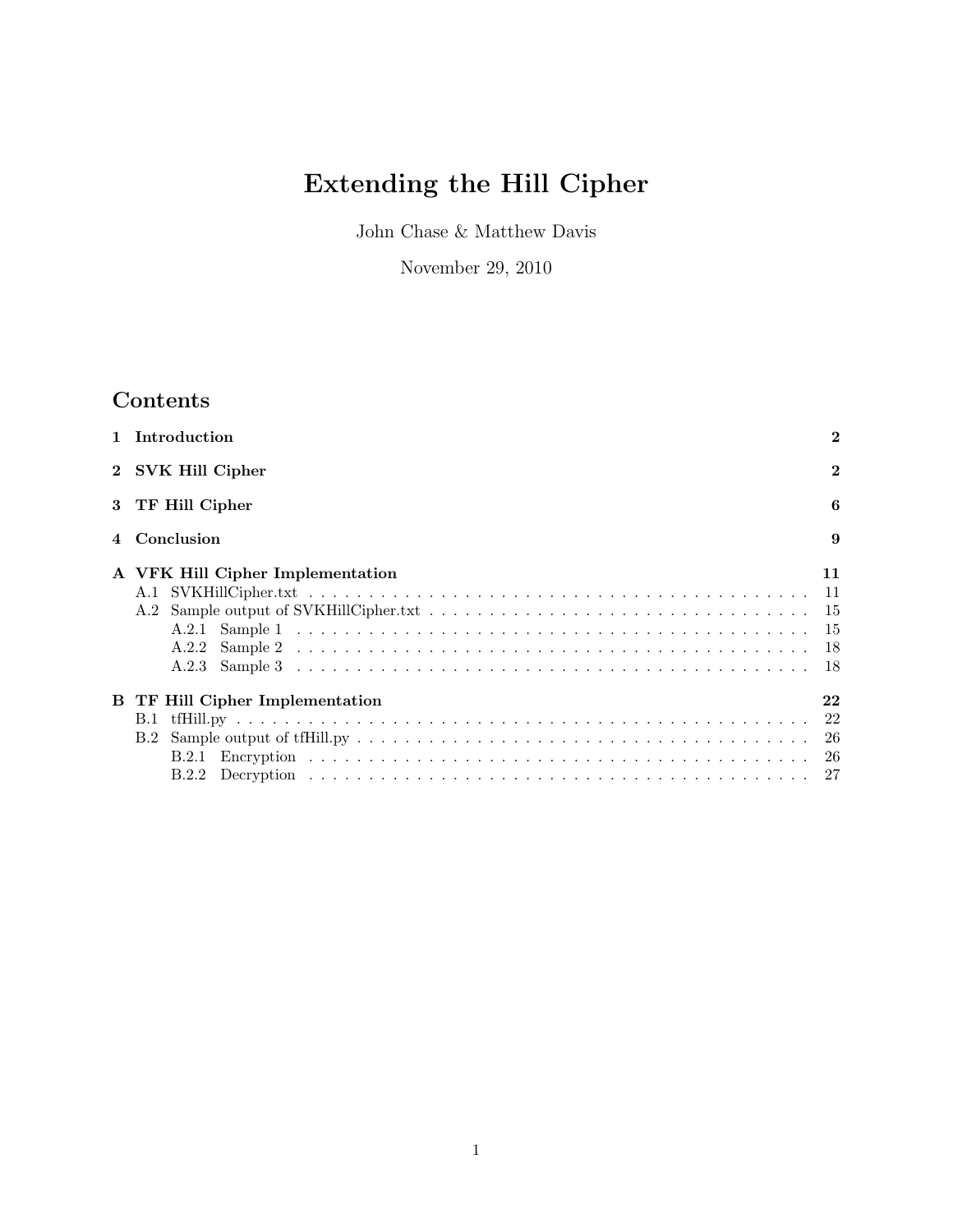# Extending the Hill Cipher

John Chase & Matthew Davis

November 29, 2010

## Contents

**1 Introduction** **2**

**2 SVK Hill Cipher** **2**

**3 TF Hill Cipher** **6**

**4 Conclusion** **9**

**A VFK Hill Cipher Implementation** **11**
- A.1 SVKHillCipher.txt . . . . . . . . . . 11
- A.2 Sample output of SVKHillCipher.txt . . . . . . . . . . 15
  - A.2.1 Sample 1 . . . . . . . . . . 15
  - A.2.2 Sample 2 . . . . . . . . . . 18
  - A.2.3 Sample 3 . . . . . . . . . . 18

**B TF Hill Cipher Implementation** **22**
- B.1 tfHill.py . . . . . . . . . . 22
- B.2 Sample output of tfHill.py . . . . . . . . . . 26
  - B.2.1 Encryption . . . . . . . . . . 26
  - B.2.2 Decryption . . . . . . . . . . 27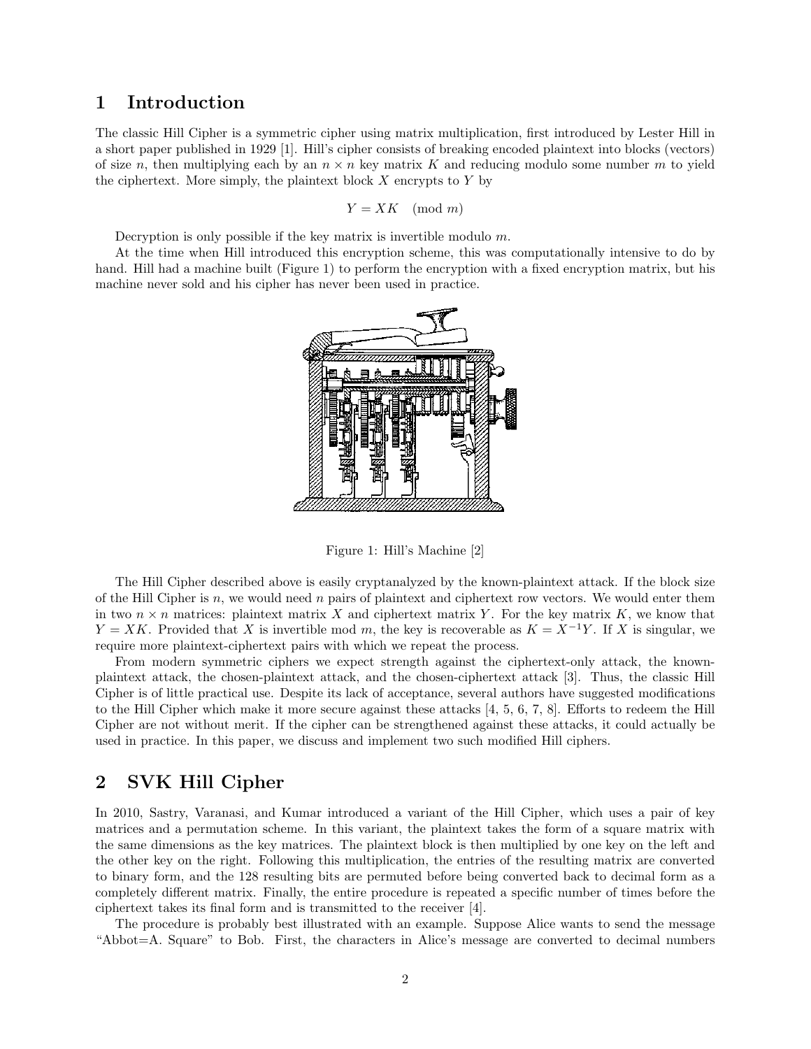# 1 Introduction

The classic Hill Cipher is a symmetric cipher using matrix multiplication, first introduced by Lester Hill in a short paper published in 1929 [1]. Hill's cipher consists of breaking encoded plaintext into blocks (vectors) of size $n$, then multiplying each by an $n \times n$ key matrix $K$ and reducing modulo some number $m$ to yield the ciphertext. More simply, the plaintext block $X$ encrypts to $Y$ by

$$Y = XK \pmod{m}$$

Decryption is only possible if the key matrix is invertible modulo $m$.

At the time when Hill introduced this encryption scheme, this was computationally intensive to do by hand. Hill had a machine built (Figure 1) to perform the encryption with a fixed encryption matrix, but his machine never sold and his cipher has never been used in practice.

Figure 1: Hill's Machine [2]

The Hill Cipher described above is easily cryptanalyzed by the known-plaintext attack. If the block size of the Hill Cipher is $n$, we would need $n$ pairs of plaintext and ciphertext row vectors. We would enter them in two $n \times n$ matrices: plaintext matrix $X$ and ciphertext matrix $Y$. For the key matrix $K$, we know that $Y = XK$. Provided that $X$ is invertible mod $m$, the key is recoverable as $K = X^{-1}Y$. If $X$ is singular, we require more plaintext-ciphertext pairs with which we repeat the process.

From modern symmetric ciphers we expect strength against the ciphertext-only attack, the known-plaintext attack, the chosen-plaintext attack, and the chosen-ciphertext attack [3]. Thus, the classic Hill Cipher is of little practical use. Despite its lack of acceptance, several authors have suggested modifications to the Hill Cipher which make it more secure against these attacks [4, 5, 6, 7, 8]. Efforts to redeem the Hill Cipher are not without merit. If the cipher can be strengthened against these attacks, it could actually be used in practice. In this paper, we discuss and implement two such modified Hill ciphers.

# 2 SVK Hill Cipher

In 2010, Sastry, Varanasi, and Kumar introduced a variant of the Hill Cipher, which uses a pair of key matrices and a permutation scheme. In this variant, the plaintext takes the form of a square matrix with the same dimensions as the key matrices. The plaintext block is then multiplied by one key on the left and the other key on the right. Following this multiplication, the entries of the resulting matrix are converted to binary form, and the 128 resulting bits are permuted before being converted back to decimal form as a completely different matrix. Finally, the entire procedure is repeated a specific number of times before the ciphertext takes its final form and is transmitted to the receiver [4].

The procedure is probably best illustrated with an example. Suppose Alice wants to send the message "Abbot=A. Square" to Bob. First, the characters in Alice's message are converted to decimal numbers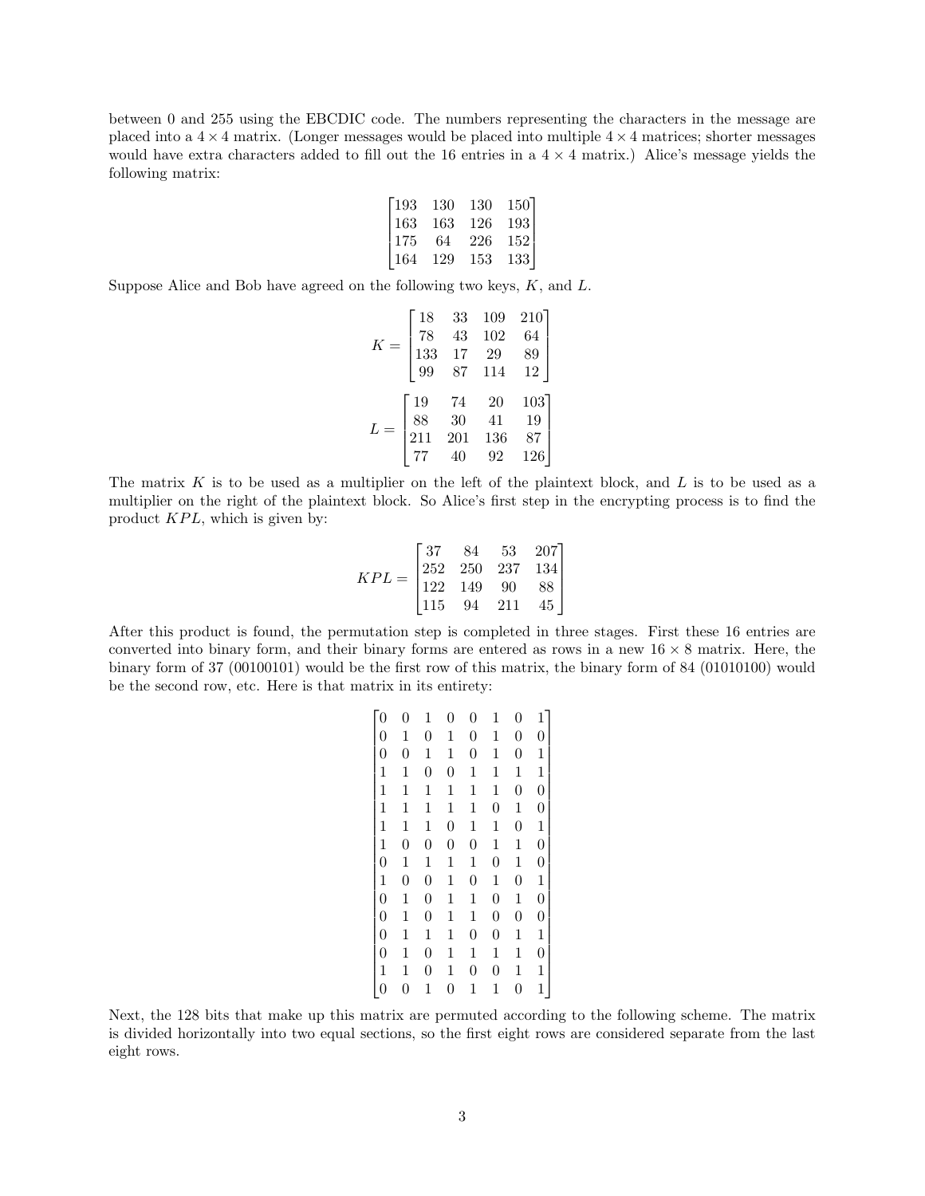between 0 and 255 using the EBCDIC code. The numbers representing the characters in the message are placed into a $4 \times 4$ matrix. (Longer messages would be placed into multiple $4 \times 4$ matrices; shorter messages would have extra characters added to fill out the 16 entries in a $4 \times 4$ matrix.) Alice's message yields the following matrix:

$$\begin{bmatrix} 193 & 130 & 130 & 150 \\ 163 & 163 & 126 & 193 \\ 175 & 64 & 226 & 152 \\ 164 & 129 & 153 & 133 \end{bmatrix}$$

Suppose Alice and Bob have agreed on the following two keys, $K$, and $L$.

$$K = \begin{bmatrix} 18 & 33 & 109 & 210 \\ 78 & 43 & 102 & 64 \\ 133 & 17 & 29 & 89 \\ 99 & 87 & 114 & 12 \end{bmatrix}$$

$$L = \begin{bmatrix} 19 & 74 & 20 & 103 \\ 88 & 30 & 41 & 19 \\ 211 & 201 & 136 & 87 \\ 77 & 40 & 92 & 126 \end{bmatrix}$$

The matrix $K$ is to be used as a multiplier on the left of the plaintext block, and $L$ is to be used as a multiplier on the right of the plaintext block. So Alice's first step in the encrypting process is to find the product $KPL$, which is given by:

$$KPL = \begin{bmatrix} 37 & 84 & 53 & 207 \\ 252 & 250 & 237 & 134 \\ 122 & 149 & 90 & 88 \\ 115 & 94 & 211 & 45 \end{bmatrix}$$

After this product is found, the permutation step is completed in three stages. First these 16 entries are converted into binary form, and their binary forms are entered as rows in a new $16 \times 8$ matrix. Here, the binary form of 37 (00100101) would be the first row of this matrix, the binary form of 84 (01010100) would be the second row, etc. Here is that matrix in its entirety:

$$\begin{bmatrix} 0 & 0 & 1 & 0 & 0 & 1 & 0 & 1 \\ 0 & 1 & 0 & 1 & 0 & 1 & 0 & 0 \\ 0 & 0 & 1 & 1 & 0 & 1 & 0 & 1 \\ 1 & 1 & 0 & 0 & 1 & 1 & 1 & 1 \\ 1 & 1 & 1 & 1 & 1 & 1 & 0 & 0 \\ 1 & 1 & 1 & 1 & 1 & 0 & 1 & 0 \\ 1 & 1 & 1 & 0 & 1 & 1 & 0 & 1 \\ 1 & 0 & 0 & 0 & 0 & 1 & 1 & 0 \\ 0 & 1 & 1 & 1 & 1 & 0 & 1 & 0 \\ 1 & 0 & 0 & 1 & 0 & 1 & 0 & 1 \\ 0 & 1 & 0 & 1 & 1 & 0 & 1 & 0 \\ 0 & 1 & 0 & 1 & 1 & 0 & 0 & 0 \\ 0 & 1 & 1 & 1 & 0 & 0 & 1 & 1 \\ 0 & 1 & 0 & 1 & 1 & 1 & 1 & 0 \\ 1 & 1 & 0 & 1 & 0 & 0 & 1 & 1 \\ 0 & 0 & 1 & 0 & 1 & 1 & 0 & 1 \end{bmatrix}$$

Next, the 128 bits that make up this matrix are permuted according to the following scheme. The matrix is divided horizontally into two equal sections, so the first eight rows are considered separate from the last eight rows.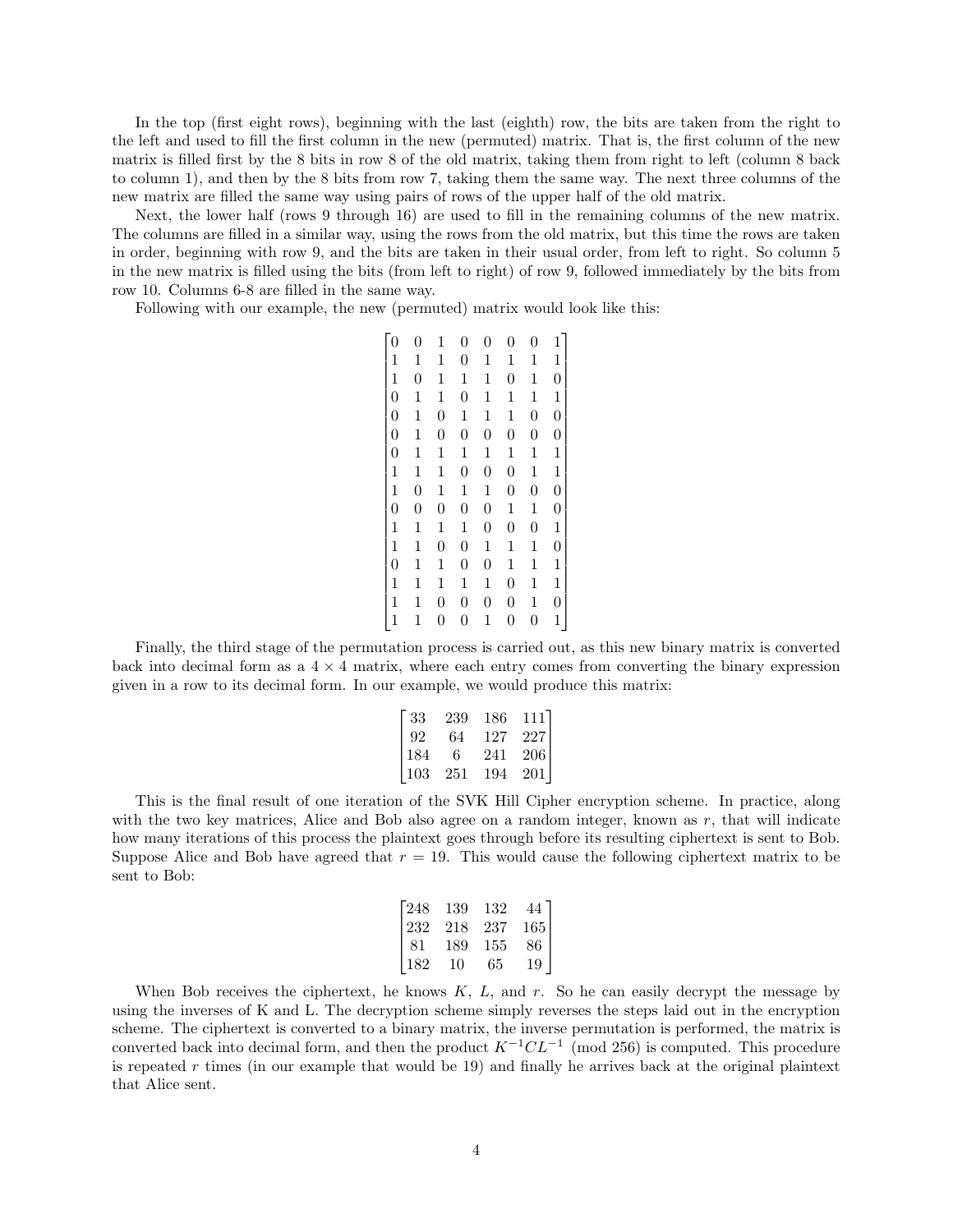In the top (first eight rows), beginning with the last (eighth) row, the bits are taken from the right to the left and used to fill the first column in the new (permuted) matrix. That is, the first column of the new matrix is filled first by the 8 bits in row 8 of the old matrix, taking them from right to left (column 8 back to column 1), and then by the 8 bits from row 7, taking them the same way. The next three columns of the new matrix are filled the same way using pairs of rows of the upper half of the old matrix.

Next, the lower half (rows 9 through 16) are used to fill in the remaining columns of the new matrix. The columns are filled in a similar way, using the rows from the old matrix, but this time the rows are taken in order, beginning with row 9, and the bits are taken in their usual order, from left to right. So column 5 in the new matrix is filled using the bits (from left to right) of row 9, followed immediately by the bits from row 10. Columns 6-8 are filled in the same way.

Following with our example, the new (permuted) matrix would look like this:

$$
\begin{bmatrix}
0 & 0 & 1 & 0 & 0 & 0 & 0 & 1 \\
1 & 1 & 1 & 0 & 1 & 1 & 1 & 1 \\
1 & 0 & 1 & 1 & 1 & 0 & 1 & 0 \\
0 & 1 & 1 & 0 & 1 & 1 & 1 & 1 \\
0 & 1 & 0 & 1 & 1 & 1 & 0 & 0 \\
0 & 1 & 0 & 0 & 0 & 0 & 0 & 0 \\
0 & 1 & 1 & 1 & 1 & 1 & 1 & 1 \\
1 & 1 & 1 & 0 & 0 & 0 & 1 & 1 \\
1 & 0 & 1 & 1 & 1 & 0 & 0 & 0 \\
0 & 0 & 0 & 0 & 0 & 1 & 1 & 0 \\
1 & 1 & 1 & 1 & 0 & 0 & 0 & 1 \\
1 & 1 & 0 & 0 & 1 & 1 & 1 & 0 \\
0 & 1 & 1 & 0 & 0 & 1 & 1 & 1 \\
1 & 1 & 1 & 1 & 1 & 0 & 1 & 1 \\
1 & 1 & 0 & 0 & 0 & 0 & 1 & 0 \\
1 & 1 & 0 & 0 & 1 & 0 & 0 & 1
\end{bmatrix}
$$

Finally, the third stage of the permutation process is carried out, as this new binary matrix is converted back into decimal form as a $4 \times 4$ matrix, where each entry comes from converting the binary expression given in a row to its decimal form. In our example, we would produce this matrix:

$$
\begin{bmatrix}
33 & 239 & 186 & 111 \\
92 & 64 & 127 & 227 \\
184 & 6 & 241 & 206 \\
103 & 251 & 194 & 201
\end{bmatrix}
$$

This is the final result of one iteration of the SVK Hill Cipher encryption scheme. In practice, along with the two key matrices, Alice and Bob also agree on a random integer, known as $r$, that will indicate how many iterations of this process the plaintext goes through before its resulting ciphertext is sent to Bob. Suppose Alice and Bob have agreed that $r = 19$. This would cause the following ciphertext matrix to be sent to Bob:

$$
\begin{bmatrix}
248 & 139 & 132 & 44 \\
232 & 218 & 237 & 165 \\
81 & 189 & 155 & 86 \\
182 & 10 & 65 & 19
\end{bmatrix}
$$

When Bob receives the ciphertext, he knows $K$, $L$, and $r$. So he can easily decrypt the message by using the inverses of K and L. The decryption scheme simply reverses the steps laid out in the encryption scheme. The ciphertext is converted to a binary matrix, the inverse permutation is performed, the matrix is converted back into decimal form, and then the product $K^{-1}CL^{-1} \pmod{256}$ is computed. This procedure is repeated $r$ times (in our example that would be 19) and finally he arrives back at the original plaintext that Alice sent.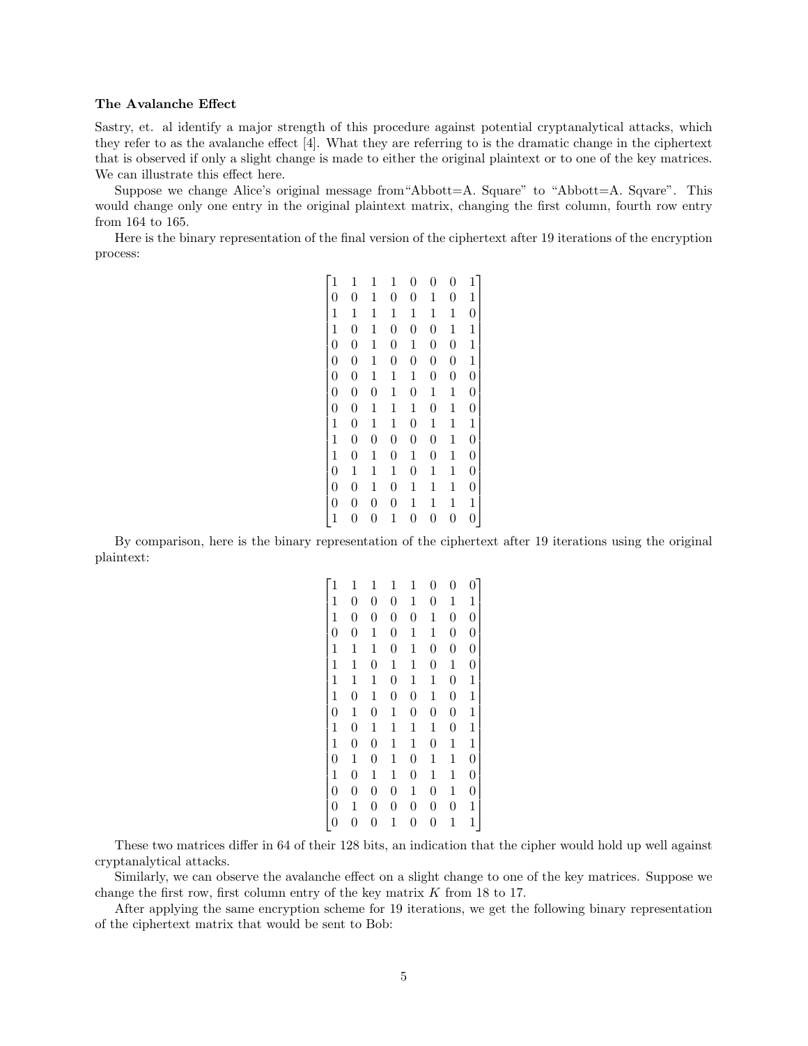**The Avalanche Effect**

Sastry, et. al identify a major strength of this procedure against potential cryptanalytical attacks, which they refer to as the avalanche effect [4]. What they are referring to is the dramatic change in the ciphertext that is observed if only a slight change is made to either the original plaintext or to one of the key matrices. We can illustrate this effect here.

Suppose we change Alice's original message from"Abbott=A. Square" to "Abbott=A. Sqvare". This would change only one entry in the original plaintext matrix, changing the first column, fourth row entry from 164 to 165.

Here is the binary representation of the final version of the ciphertext after 19 iterations of the encryption process:

$$
\begin{bmatrix}
1 & 1 & 1 & 1 & 0 & 0 & 0 & 1 \\
0 & 0 & 1 & 0 & 0 & 1 & 0 & 1 \\
1 & 1 & 1 & 1 & 1 & 1 & 1 & 0 \\
1 & 0 & 1 & 0 & 0 & 0 & 1 & 1 \\
0 & 0 & 1 & 0 & 1 & 0 & 0 & 1 \\
0 & 0 & 1 & 0 & 0 & 0 & 0 & 1 \\
0 & 0 & 1 & 1 & 1 & 0 & 0 & 0 \\
0 & 0 & 0 & 1 & 0 & 1 & 1 & 0 \\
0 & 0 & 1 & 1 & 1 & 0 & 1 & 0 \\
1 & 0 & 1 & 1 & 0 & 1 & 1 & 1 \\
1 & 0 & 0 & 0 & 0 & 0 & 1 & 0 \\
1 & 0 & 1 & 0 & 1 & 0 & 1 & 0 \\
0 & 1 & 1 & 1 & 0 & 1 & 1 & 0 \\
0 & 0 & 1 & 0 & 1 & 1 & 1 & 0 \\
0 & 0 & 0 & 0 & 1 & 1 & 1 & 1 \\
1 & 0 & 0 & 1 & 0 & 0 & 0 & 0
\end{bmatrix}
$$

By comparison, here is the binary representation of the ciphertext after 19 iterations using the original plaintext:

$$
\begin{bmatrix}
1 & 1 & 1 & 1 & 1 & 0 & 0 & 0 \\
1 & 0 & 0 & 0 & 1 & 0 & 1 & 1 \\
1 & 0 & 0 & 0 & 0 & 1 & 0 & 0 \\
0 & 0 & 1 & 0 & 1 & 1 & 0 & 0 \\
1 & 1 & 1 & 0 & 1 & 0 & 0 & 0 \\
1 & 1 & 0 & 1 & 1 & 0 & 1 & 0 \\
1 & 1 & 1 & 0 & 1 & 1 & 0 & 1 \\
1 & 0 & 1 & 0 & 0 & 1 & 0 & 1 \\
0 & 1 & 0 & 1 & 0 & 0 & 0 & 1 \\
1 & 0 & 1 & 1 & 1 & 1 & 0 & 1 \\
1 & 0 & 0 & 1 & 1 & 0 & 1 & 1 \\
0 & 1 & 0 & 1 & 0 & 1 & 1 & 0 \\
1 & 0 & 1 & 1 & 0 & 1 & 1 & 0 \\
0 & 0 & 0 & 0 & 1 & 0 & 1 & 0 \\
0 & 1 & 0 & 0 & 0 & 0 & 0 & 1 \\
0 & 0 & 0 & 1 & 0 & 0 & 1 & 1
\end{bmatrix}
$$

These two matrices differ in 64 of their 128 bits, an indication that the cipher would hold up well against cryptanalytical attacks.

Similarly, we can observe the avalanche effect on a slight change to one of the key matrices. Suppose we change the first row, first column entry of the key matrix $K$ from 18 to 17.

After applying the same encryption scheme for 19 iterations, we get the following binary representation of the ciphertext matrix that would be sent to Bob: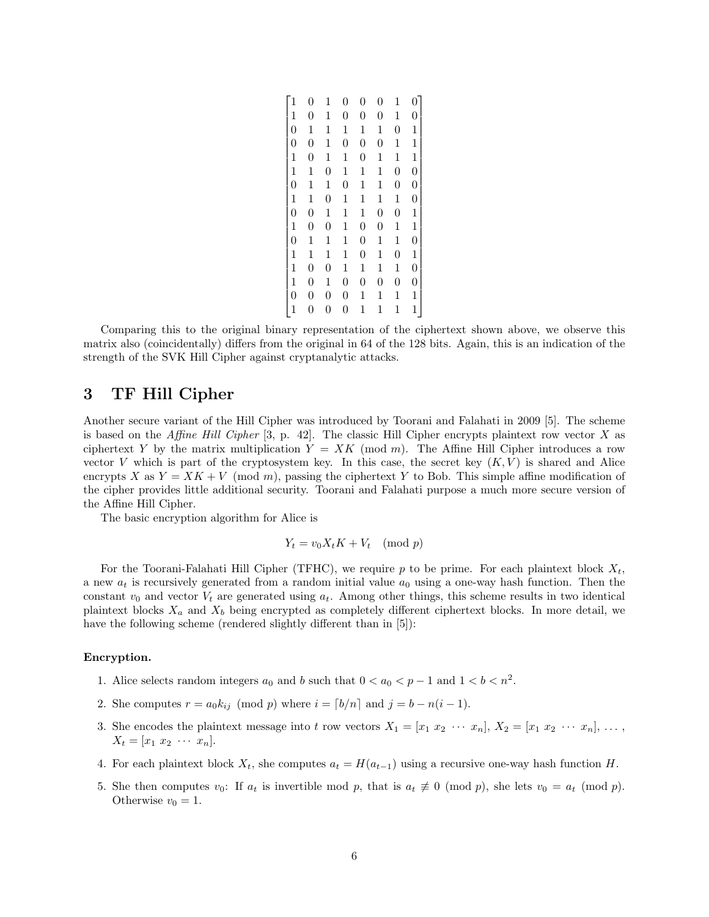$$
\begin{bmatrix}
1 & 0 & 1 & 0 & 0 & 0 & 1 & 0 \\
1 & 0 & 1 & 0 & 0 & 0 & 1 & 0 \\
0 & 1 & 1 & 1 & 1 & 1 & 0 & 1 \\
0 & 0 & 1 & 0 & 0 & 0 & 1 & 1 \\
1 & 0 & 1 & 1 & 0 & 1 & 1 & 1 \\
1 & 1 & 0 & 1 & 1 & 1 & 0 & 0 \\
0 & 1 & 1 & 0 & 1 & 1 & 0 & 0 \\
1 & 1 & 0 & 1 & 1 & 1 & 1 & 0 \\
0 & 0 & 1 & 1 & 1 & 0 & 0 & 1 \\
1 & 0 & 0 & 1 & 0 & 0 & 1 & 1 \\
0 & 1 & 1 & 1 & 0 & 1 & 1 & 0 \\
1 & 1 & 1 & 1 & 0 & 1 & 0 & 1 \\
1 & 0 & 0 & 1 & 1 & 1 & 1 & 0 \\
1 & 0 & 1 & 0 & 0 & 0 & 0 & 0 \\
0 & 0 & 0 & 0 & 1 & 1 & 1 & 1 \\
1 & 0 & 0 & 0 & 1 & 1 & 1 & 1
\end{bmatrix}
$$

Comparing this to the original binary representation of the ciphertext shown above, we observe this matrix also (coincidentally) differs from the original in 64 of the 128 bits. Again, this is an indication of the strength of the SVK Hill Cipher against cryptanalytic attacks.

# 3 TF Hill Cipher

Another secure variant of the Hill Cipher was introduced by Toorani and Falahati in 2009 [5]. The scheme is based on the *Affine Hill Cipher* [3, p. 42]. The classic Hill Cipher encrypts plaintext row vector $X$ as ciphertext $Y$ by the matrix multiplication $Y = XK \pmod{m}$. The Affine Hill Cipher introduces a row vector $V$ which is part of the cryptosystem key. In this case, the secret key $(K, V)$ is shared and Alice encrypts $X$ as $Y = XK + V \pmod{m}$, passing the ciphertext $Y$ to Bob. This simple affine modification of the cipher provides little additional security. Toorani and Falahati purpose a much more secure version of the Affine Hill Cipher.

The basic encryption algorithm for Alice is

$$Y_t = v_0 X_t K + V_t \pmod{p}$$

For the Toorani-Falahati Hill Cipher (TFHC), we require $p$ to be prime. For each plaintext block $X_t$, a new $a_t$ is recursively generated from a random initial value $a_0$ using a one-way hash function. Then the constant $v_0$ and vector $V_t$ are generated using $a_t$. Among other things, this scheme results in two identical plaintext blocks $X_a$ and $X_b$ being encrypted as completely different ciphertext blocks. In more detail, we have the following scheme (rendered slightly different than in [5]):

**Encryption.**

1. Alice selects random integers $a_0$ and $b$ such that $0 < a_0 < p - 1$ and $1 < b < n^2$.
2. She computes $r = a_0 k_{ij} \pmod{p}$ where $i = \lceil b/n \rceil$ and $j = b - n(i - 1)$.
3. She encodes the plaintext message into $t$ row vectors $X_1 = [x_1\ x_2\ \cdots\ x_n]$, $X_2 = [x_1\ x_2\ \cdots\ x_n]$, ..., $X_t = [x_1\ x_2\ \cdots\ x_n]$.
4. For each plaintext block $X_t$, she computes $a_t = H(a_{t-1})$ using a recursive one-way hash function $H$.
5. She then computes $v_0$: If $a_t$ is invertible mod $p$, that is $a_t \not\equiv 0 \pmod{p}$, she lets $v_0 = a_t \pmod{p}$. Otherwise $v_0 = 1$.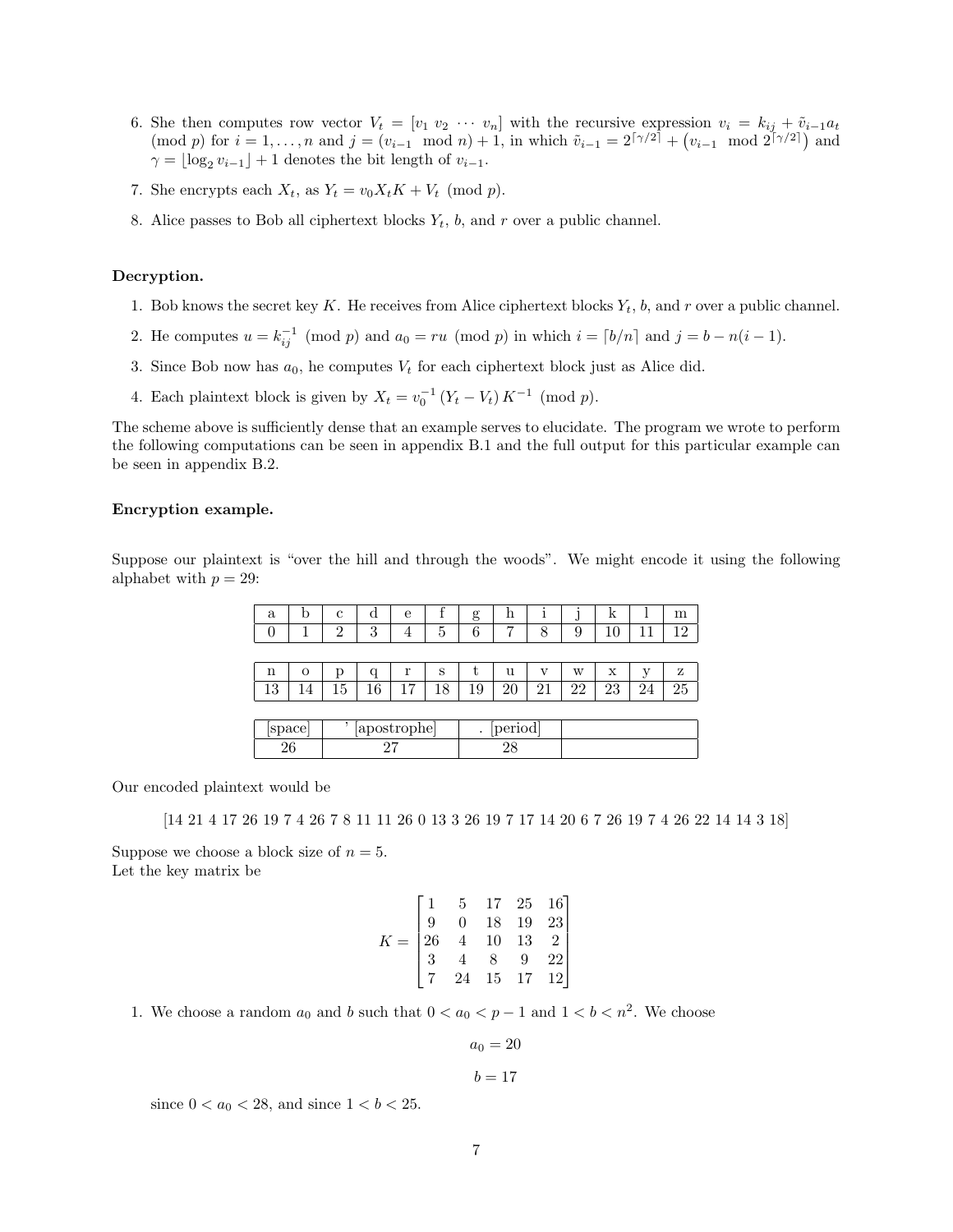6. She then computes row vector $V_t = [v_1 \; v_2 \; \cdots \; v_n]$ with the recursive expression $v_i = k_{ij} + \tilde{v}_{i-1} a_t \pmod{p}$ for $i = 1, \ldots, n$ and $j = (v_{i-1} \mod n) + 1$, in which $\tilde{v}_{i-1} = 2^{\lceil \gamma/2 \rceil} + \left(v_{i-1} \mod 2^{\lceil \gamma/2 \rceil}\right)$ and $\gamma = \lfloor \log_2 v_{i-1} \rfloor + 1$ denotes the bit length of $v_{i-1}$.

7. She encrypts each $X_t$, as $Y_t = v_0 X_t K + V_t \pmod{p}$.

8. Alice passes to Bob all ciphertext blocks $Y_t$, $b$, and $r$ over a public channel.

**Decryption.**

1. Bob knows the secret key $K$. He receives from Alice ciphertext blocks $Y_t$, $b$, and $r$ over a public channel.

2. He computes $u = k_{ij}^{-1} \pmod{p}$ and $a_0 = ru \pmod{p}$ in which $i = \lceil b/n \rceil$ and $j = b - n(i-1)$.

3. Since Bob now has $a_0$, he computes $V_t$ for each ciphertext block just as Alice did.

4. Each plaintext block is given by $X_t = v_0^{-1} (Y_t - V_t) K^{-1} \pmod{p}$.

The scheme above is sufficiently dense that an example serves to elucidate. The program we wrote to perform the following computations can be seen in appendix B.1 and the full output for this particular example can be seen in appendix B.2.

**Encryption example.**

Suppose our plaintext is "over the hill and through the woods". We might encode it using the following alphabet with $p = 29$:

| a | b | c | d | e | f | g | h | i | j | k | l | m |
|---|---|---|---|---|---|---|---|---|---|---|---|---|
| 0 | 1 | 2 | 3 | 4 | 5 | 6 | 7 | 8 | 9 | 10 | 11 | 12 |

| n | o | p | q | r | s | t | u | v | w | x | y | z |
|---|---|---|---|---|---|---|---|---|---|---|---|---|
| 13 | 14 | 15 | 16 | 17 | 18 | 19 | 20 | 21 | 22 | 23 | 24 | 25 |

| [space] | ' [apostrophe] | . [period] | |
|---|---|---|---|
| 26 | 27 | 28 | |

Our encoded plaintext would be

[14 21 4 17 26 19 7 4 26 7 8 11 11 26 0 13 3 26 19 7 17 14 20 6 7 26 19 7 4 26 22 14 14 3 18]

Suppose we choose a block size of $n = 5$.
Let the key matrix be

$$K = \begin{bmatrix} 1 & 5 & 17 & 25 & 16 \\ 9 & 0 & 18 & 19 & 23 \\ 26 & 4 & 10 & 13 & 2 \\ 3 & 4 & 8 & 9 & 22 \\ 7 & 24 & 15 & 17 & 12 \end{bmatrix}$$

1. We choose a random $a_0$ and $b$ such that $0 < a_0 < p - 1$ and $1 < b < n^2$. We choose

$$a_0 = 20$$

$$b = 17$$

since $0 < a_0 < 28$, and since $1 < b < 25$.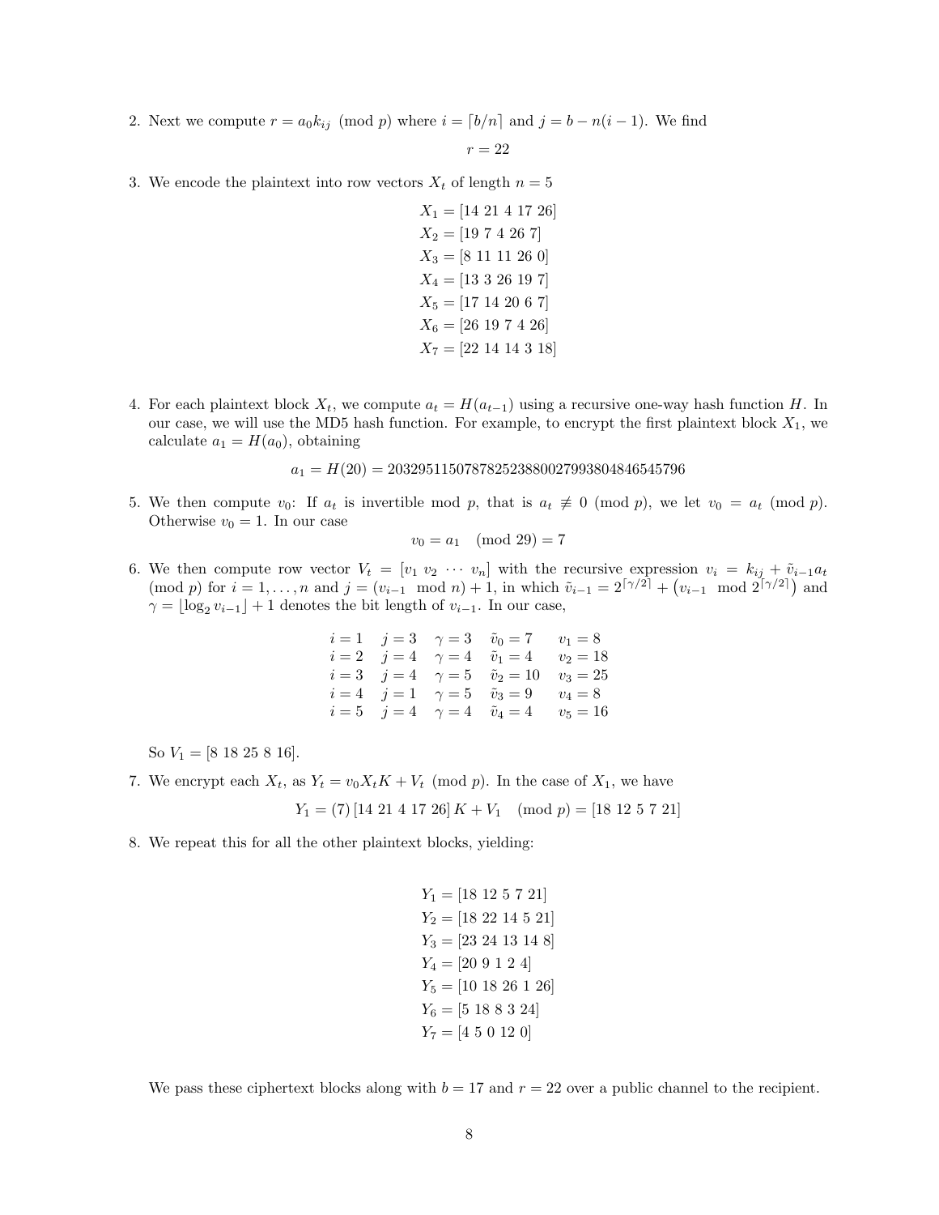2. Next we compute $r = a_0 k_{ij} \pmod{p}$ where $i = \lceil b/n \rceil$ and $j = b - n(i-1)$. We find

$$r = 22$$

3. We encode the plaintext into row vectors $X_t$ of length $n = 5$

$$X_1 = [14\ 21\ 4\ 17\ 26]$$
$$X_2 = [19\ 7\ 4\ 26\ 7]$$
$$X_3 = [8\ 11\ 11\ 26\ 0]$$
$$X_4 = [13\ 3\ 26\ 19\ 7]$$
$$X_5 = [17\ 14\ 20\ 6\ 7]$$
$$X_6 = [26\ 19\ 7\ 4\ 26]$$
$$X_7 = [22\ 14\ 14\ 3\ 18]$$

4. For each plaintext block $X_t$, we compute $a_t = H(a_{t-1})$ using a recursive one-way hash function $H$. In our case, we will use the MD5 hash function. For example, to encrypt the first plaintext block $X_1$, we calculate $a_1 = H(a_0)$, obtaining

$$a_1 = H(20) = 203295115078782523880027993804846545796$$

5. We then compute $v_0$: If $a_t$ is invertible mod $p$, that is $a_t \not\equiv 0 \pmod{p}$, we let $v_0 = a_t \pmod{p}$. Otherwise $v_0 = 1$. In our case

$$v_0 = a_1 \pmod{29} = 7$$

6. We then compute row vector $V_t = [v_1\ v_2\ \cdots\ v_n]$ with the recursive expression $v_i = k_{ij} + \tilde{v}_{i-1} a_t \pmod{p}$ for $i = 1, \ldots, n$ and $j = (v_{i-1} \mod n) + 1$, in which $\tilde{v}_{i-1} = 2^{\lceil \gamma/2 \rceil} + \left(v_{i-1} \mod 2^{\lceil \gamma/2 \rceil}\right)$ and $\gamma = \lfloor \log_2 v_{i-1} \rfloor + 1$ denotes the bit length of $v_{i-1}$. In our case,

$$\begin{array}{lllll}
i = 1 & j = 3 & \gamma = 3 & \tilde{v}_0 = 7 & v_1 = 8 \\
i = 2 & j = 4 & \gamma = 4 & \tilde{v}_1 = 4 & v_2 = 18 \\
i = 3 & j = 4 & \gamma = 5 & \tilde{v}_2 = 10 & v_3 = 25 \\
i = 4 & j = 1 & \gamma = 5 & \tilde{v}_3 = 9 & v_4 = 8 \\
i = 5 & j = 4 & \gamma = 4 & \tilde{v}_4 = 4 & v_5 = 16
\end{array}$$

So $V_1 = [8\ 18\ 25\ 8\ 16]$.

7. We encrypt each $X_t$, as $Y_t = v_0 X_t K + V_t \pmod{p}$. In the case of $X_1$, we have

$$Y_1 = (7)\,[14\ 21\ 4\ 17\ 26]\,K + V_1 \pmod{p} = [18\ 12\ 5\ 7\ 21]$$

8. We repeat this for all the other plaintext blocks, yielding:

$$Y_1 = [18\ 12\ 5\ 7\ 21]$$
$$Y_2 = [18\ 22\ 14\ 5\ 21]$$
$$Y_3 = [23\ 24\ 13\ 14\ 8]$$
$$Y_4 = [20\ 9\ 1\ 2\ 4]$$
$$Y_5 = [10\ 18\ 26\ 1\ 26]$$
$$Y_6 = [5\ 18\ 8\ 3\ 24]$$
$$Y_7 = [4\ 5\ 0\ 12\ 0]$$

We pass these ciphertext blocks along with $b = 17$ and $r = 22$ over a public channel to the recipient.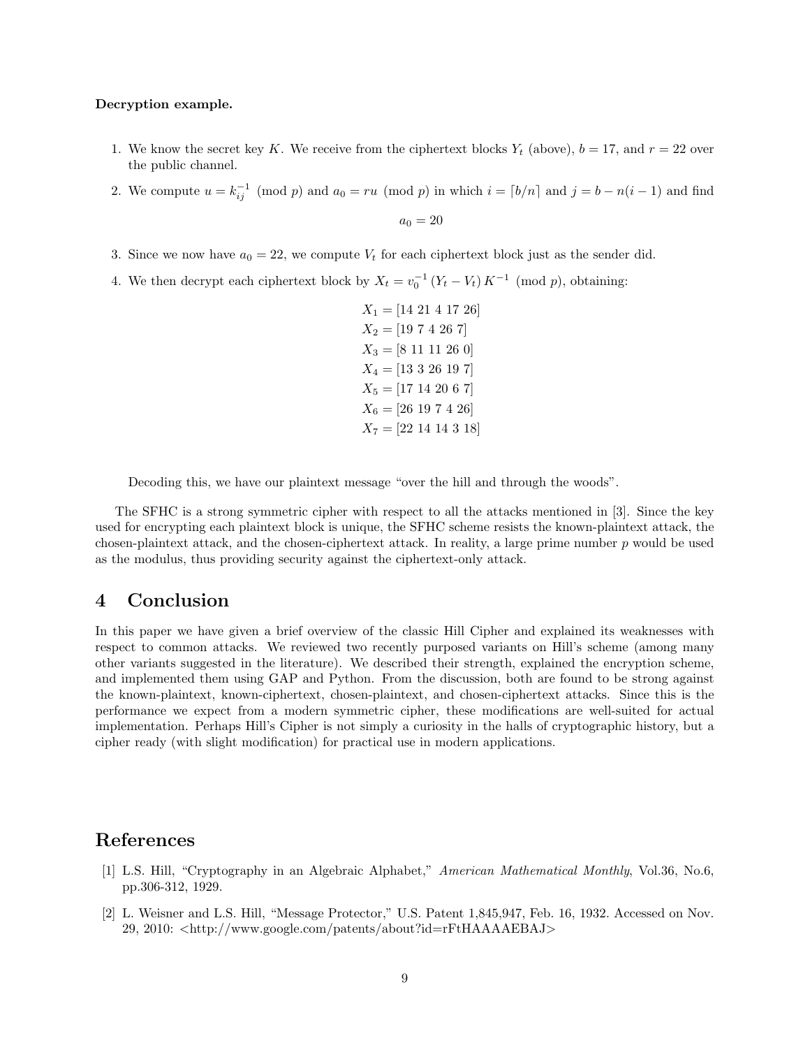**Decryption example.**

1. We know the secret key $K$. We receive from the ciphertext blocks $Y_t$ (above), $b = 17$, and $r = 22$ over the public channel.
2. We compute $u = k_{ij}^{-1} \pmod{p}$ and $a_0 = ru \pmod{p}$ in which $i = \lceil b/n \rceil$ and $j = b - n(i-1)$ and find

$$a_0 = 20$$

3. Since we now have $a_0 = 22$, we compute $V_t$ for each ciphertext block just as the sender did.
4. We then decrypt each ciphertext block by $X_t = v_0^{-1}(Y_t - V_t)K^{-1} \pmod{p}$, obtaining:

$$X_1 = [14\ 21\ 4\ 17\ 26]$$
$$X_2 = [19\ 7\ 4\ 26\ 7]$$
$$X_3 = [8\ 11\ 11\ 26\ 0]$$
$$X_4 = [13\ 3\ 26\ 19\ 7]$$
$$X_5 = [17\ 14\ 20\ 6\ 7]$$
$$X_6 = [26\ 19\ 7\ 4\ 26]$$
$$X_7 = [22\ 14\ 14\ 3\ 18]$$

Decoding this, we have our plaintext message "over the hill and through the woods".

The SFHC is a strong symmetric cipher with respect to all the attacks mentioned in [3]. Since the key used for encrypting each plaintext block is unique, the SFHC scheme resists the known-plaintext attack, the chosen-plaintext attack, and the chosen-ciphertext attack. In reality, a large prime number $p$ would be used as the modulus, thus providing security against the ciphertext-only attack.

# 4 Conclusion

In this paper we have given a brief overview of the classic Hill Cipher and explained its weaknesses with respect to common attacks. We reviewed two recently purposed variants on Hill's scheme (among many other variants suggested in the literature). We described their strength, explained the encryption scheme, and implemented them using GAP and Python. From the discussion, both are found to be strong against the known-plaintext, known-ciphertext, chosen-plaintext, and chosen-ciphertext attacks. Since this is the performance we expect from a modern symmetric cipher, these modifications are well-suited for actual implementation. Perhaps Hill's Cipher is not simply a curiosity in the halls of cryptographic history, but a cipher ready (with slight modification) for practical use in modern applications.

# References

[1] L.S. Hill, "Cryptography in an Algebraic Alphabet," *American Mathematical Monthly*, Vol.36, No.6, pp.306-312, 1929.

[2] L. Weisner and L.S. Hill, "Message Protector," U.S. Patent 1,845,947, Feb. 16, 1932. Accessed on Nov. 29, 2010: <http://www.google.com/patents/about?id=rFtHAAAAEBAJ>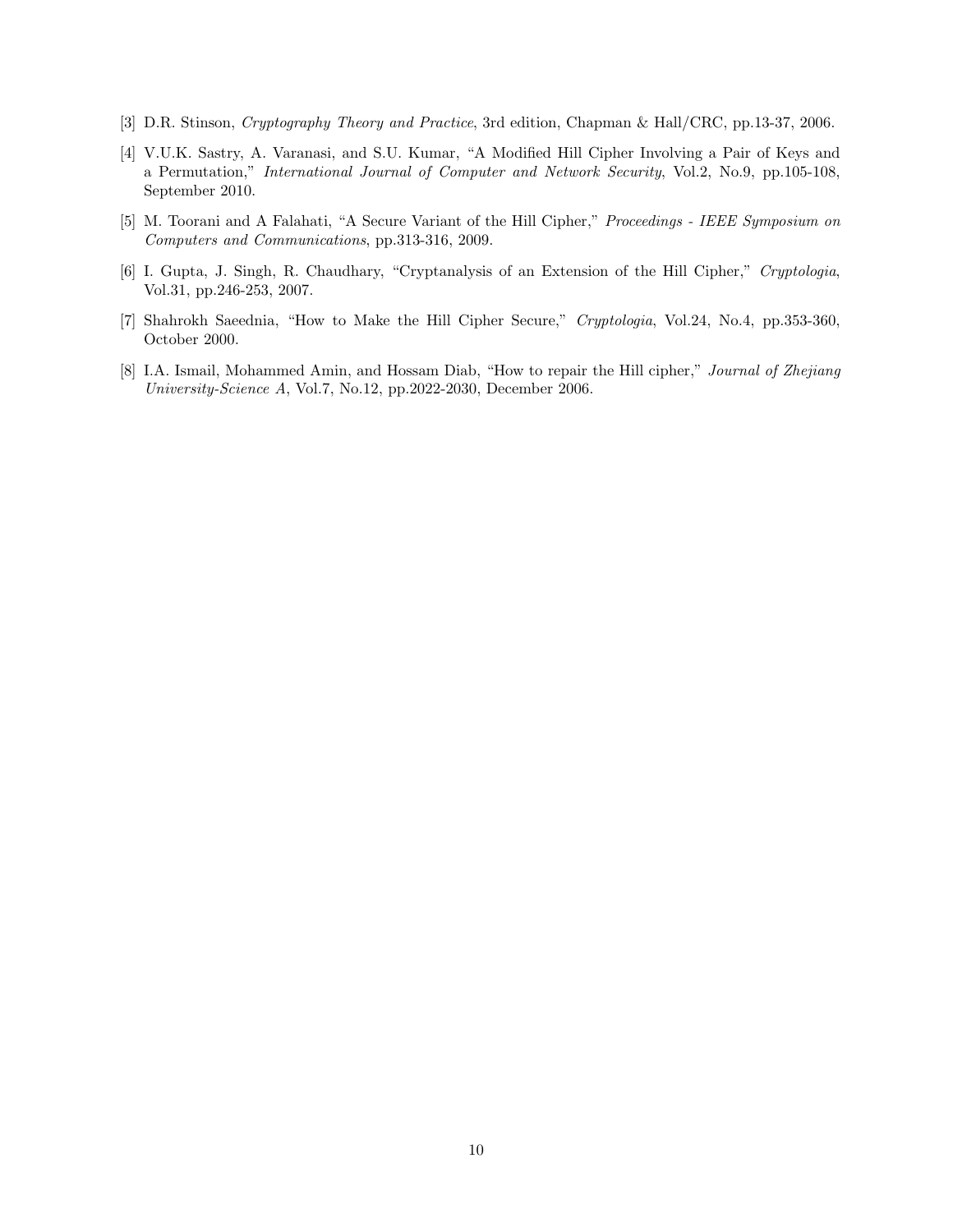[3] D.R. Stinson, *Cryptography Theory and Practice*, 3rd edition, Chapman & Hall/CRC, pp.13-37, 2006.

[4] V.U.K. Sastry, A. Varanasi, and S.U. Kumar, "A Modified Hill Cipher Involving a Pair of Keys and a Permutation," *International Journal of Computer and Network Security*, Vol.2, No.9, pp.105-108, September 2010.

[5] M. Toorani and A Falahati, "A Secure Variant of the Hill Cipher," *Proceedings - IEEE Symposium on Computers and Communications*, pp.313-316, 2009.

[6] I. Gupta, J. Singh, R. Chaudhary, "Cryptanalysis of an Extension of the Hill Cipher," *Cryptologia*, Vol.31, pp.246-253, 2007.

[7] Shahrokh Saeednia, "How to Make the Hill Cipher Secure," *Cryptologia*, Vol.24, No.4, pp.353-360, October 2000.

[8] I.A. Ismail, Mohammed Amin, and Hossam Diab, "How to repair the Hill cipher," *Journal of Zhejiang University-Science A*, Vol.7, No.12, pp.2022-2030, December 2006.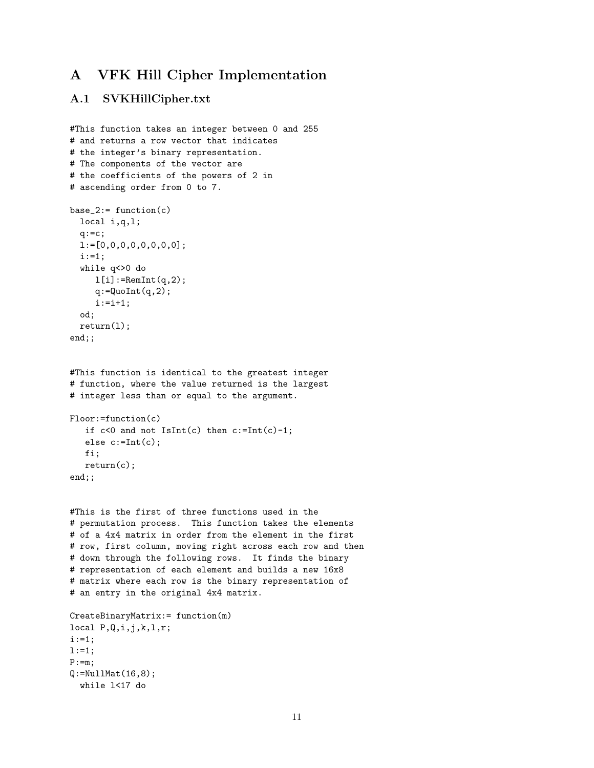# A VFK Hill Cipher Implementation

## A.1 SVKHillCipher.txt

```
#This function takes an integer between 0 and 255
# and returns a row vector that indicates
# the integer's binary representation.
# The components of the vector are
# the coefficients of the powers of 2 in
# ascending order from 0 to 7.

base_2:= function(c)
  local i,q,l;
  q:=c;
  l:=[0,0,0,0,0,0,0,0];
  i:=1;
  while q<>0 do
     l[i]:=RemInt(q,2);
     q:=QuoInt(q,2);
     i:=i+1;
  od;
  return(l);
end;;


#This function is identical to the greatest integer
# function, where the value returned is the largest
# integer less than or equal to the argument.

Floor:=function(c)
   if c<0 and not IsInt(c) then c:=Int(c)-1;
   else c:=Int(c);
   fi;
   return(c);
end;;


#This is the first of three functions used in the
# permutation process.  This function takes the elements
# of a 4x4 matrix in order from the element in the first
# row, first column, moving right across each row and then
# down through the following rows.  It finds the binary
# representation of each element and builds a new 16x8
# matrix where each row is the binary representation of
# an entry in the original 4x4 matrix.

CreateBinaryMatrix:= function(m)
local P,Q,i,j,k,l,r;
i:=1;
l:=1;
P:=m;
Q:=NullMat(16,8);
  while l<17 do
```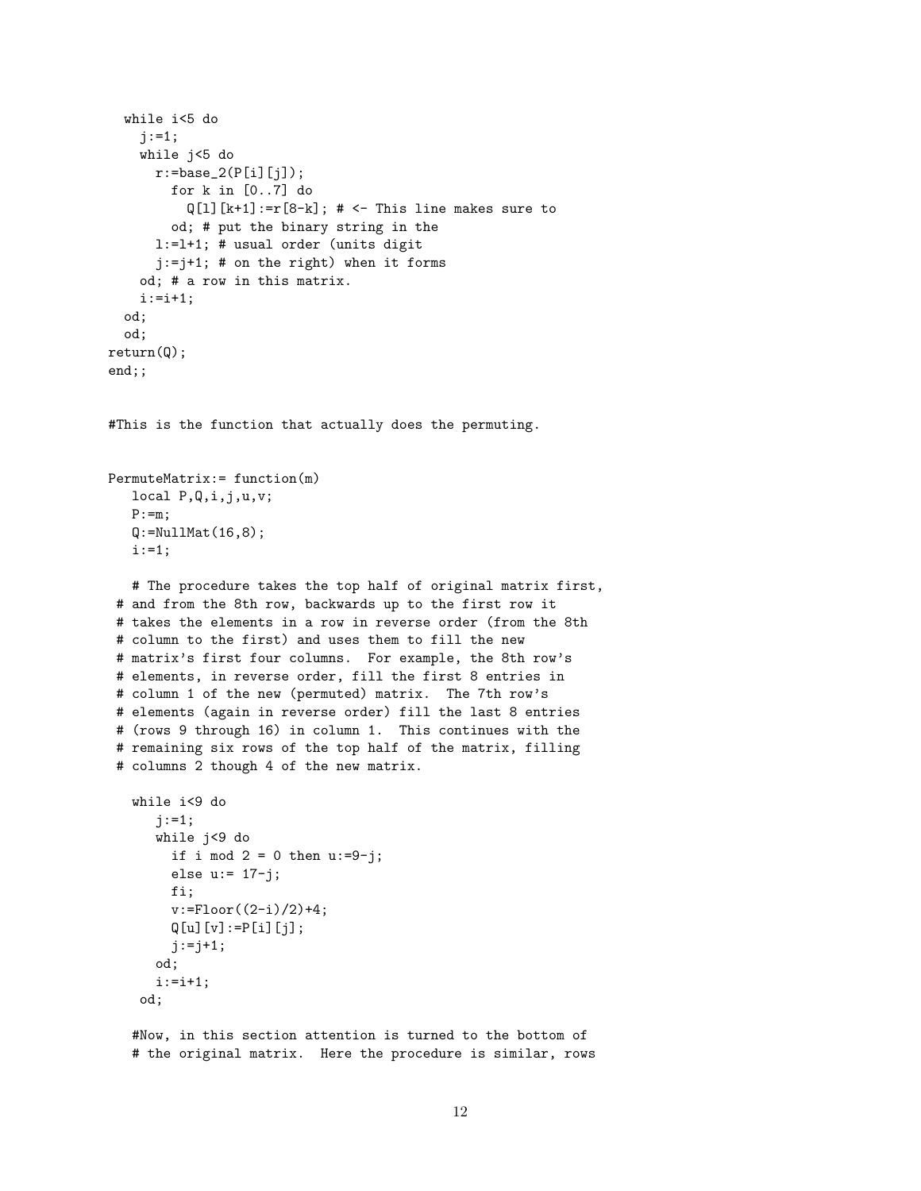```
  while i<5 do
    j:=1;
    while j<5 do
      r:=base_2(P[i][j]);
        for k in [0..7] do
          Q[l][k+1]:=r[8-k]; # <- This line makes sure to
        od; # put the binary string in the
      l:=l+1; # usual order (units digit
      j:=j+1; # on the right) when it forms
    od; # a row in this matrix.
    i:=i+1;
  od;
  od;
return(Q);
end;;
```

#This is the function that actually does the permuting.

```
PermuteMatrix:= function(m)
   local P,Q,i,j,u,v;
   P:=m;
   Q:=NullMat(16,8);
   i:=1;

   # The procedure takes the top half of original matrix first,
 # and from the 8th row, backwards up to the first row it
 # takes the elements in a row in reverse order (from the 8th
 # column to the first) and uses them to fill the new
 # matrix's first four columns.  For example, the 8th row's
 # elements, in reverse order, fill the first 8 entries in
 # column 1 of the new (permuted) matrix.  The 7th row's
 # elements (again in reverse order) fill the last 8 entries
 # (rows 9 through 16) in column 1.  This continues with the
 # remaining six rows of the top half of the matrix, filling
 # columns 2 though 4 of the new matrix.

   while i<9 do
      j:=1;
      while j<9 do
        if i mod 2 = 0 then u:=9-j;
        else u:= 17-j;
        fi;
        v:=Floor((2-i)/2)+4;
        Q[u][v]:=P[i][j];
        j:=j+1;
      od;
      i:=i+1;
    od;

   #Now, in this section attention is turned to the bottom of
   # the original matrix.  Here the procedure is similar, rows
```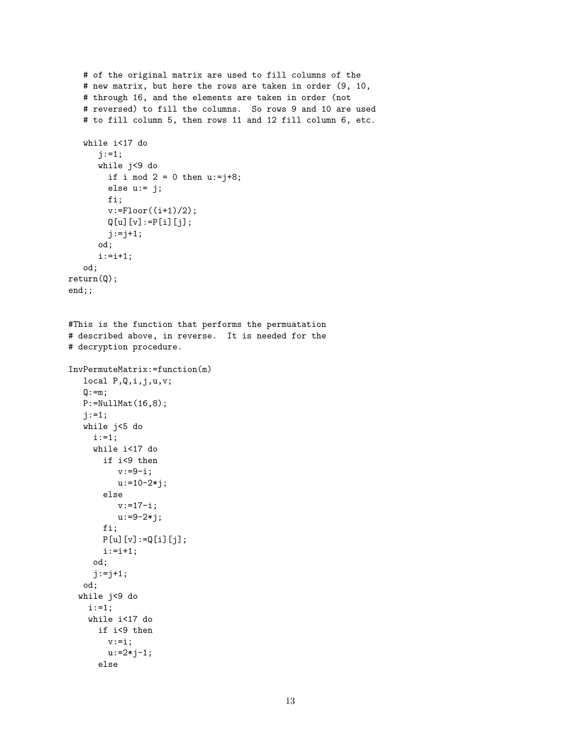```
   # of the original matrix are used to fill columns of the
   # new matrix, but here the rows are taken in order (9, 10,
   # through 16, and the elements are taken in order (not
   # reversed) to fill the columns.  So rows 9 and 10 are used
   # to fill column 5, then rows 11 and 12 fill column 6, etc.

   while i<17 do
      j:=1;
      while j<9 do
        if i mod 2 = 0 then u:=j+8;
        else u:= j;
        fi;
        v:=Floor((i+1)/2);
        Q[u][v]:=P[i][j];
        j:=j+1;
      od;
      i:=i+1;
   od;
return(Q);
end;;


#This is the function that performs the permuatation
# described above, in reverse.  It is needed for the
# decryption procedure.

InvPermuteMatrix:=function(m)
   local P,Q,i,j,u,v;
   Q:=m;
   P:=NullMat(16,8);
   j:=1;
   while j<5 do
     i:=1;
     while i<17 do
       if i<9 then
          v:=9-i;
          u:=10-2*j;
       else
          v:=17-i;
          u:=9-2*j;
       fi;
       P[u][v]:=Q[i][j];
       i:=i+1;
     od;
     j:=j+1;
   od;
  while j<9 do
    i:=1;
    while i<17 do
      if i<9 then
        v:=i;
        u:=2*j-1;
      else
```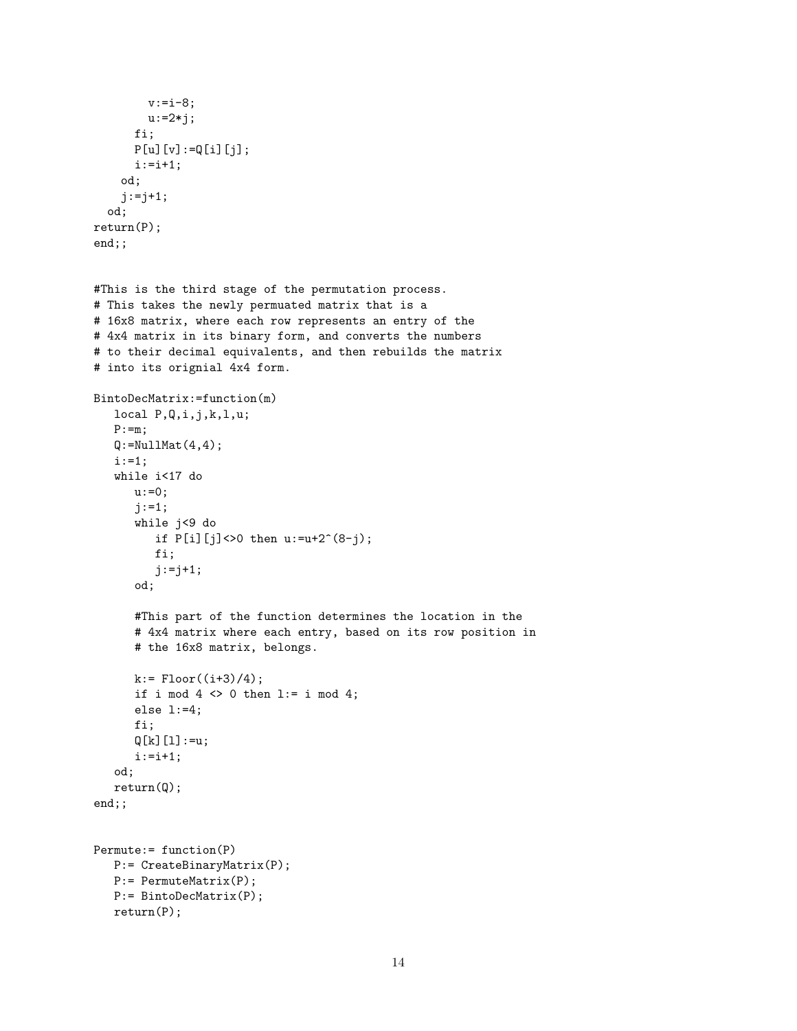```
        v:=i-8;
        u:=2*j;
      fi;
      P[u][v]:=Q[i][j];
      i:=i+1;
    od;
    j:=j+1;
  od;
return(P);
end;;


#This is the third stage of the permutation process.
# This takes the newly permuated matrix that is a
# 16x8 matrix, where each row represents an entry of the
# 4x4 matrix in its binary form, and converts the numbers
# to their decimal equivalents, and then rebuilds the matrix
# into its orignial 4x4 form.

BintoDecMatrix:=function(m)
   local P,Q,i,j,k,l,u;
   P:=m;
   Q:=NullMat(4,4);
   i:=1;
   while i<17 do
      u:=0;
      j:=1;
      while j<9 do
         if P[i][j]<>0 then u:=u+2^(8-j);
         fi;
         j:=j+1;
      od;

      #This part of the function determines the location in the
      # 4x4 matrix where each entry, based on its row position in
      # the 16x8 matrix, belongs.

      k:= Floor((i+3)/4);
      if i mod 4 <> 0 then l:= i mod 4;
      else l:=4;
      fi;
      Q[k][l]:=u;
      i:=i+1;
   od;
   return(Q);
end;;


Permute:= function(P)
   P:= CreateBinaryMatrix(P);
   P:= PermuteMatrix(P);
   P:= BintoDecMatrix(P);
   return(P);
```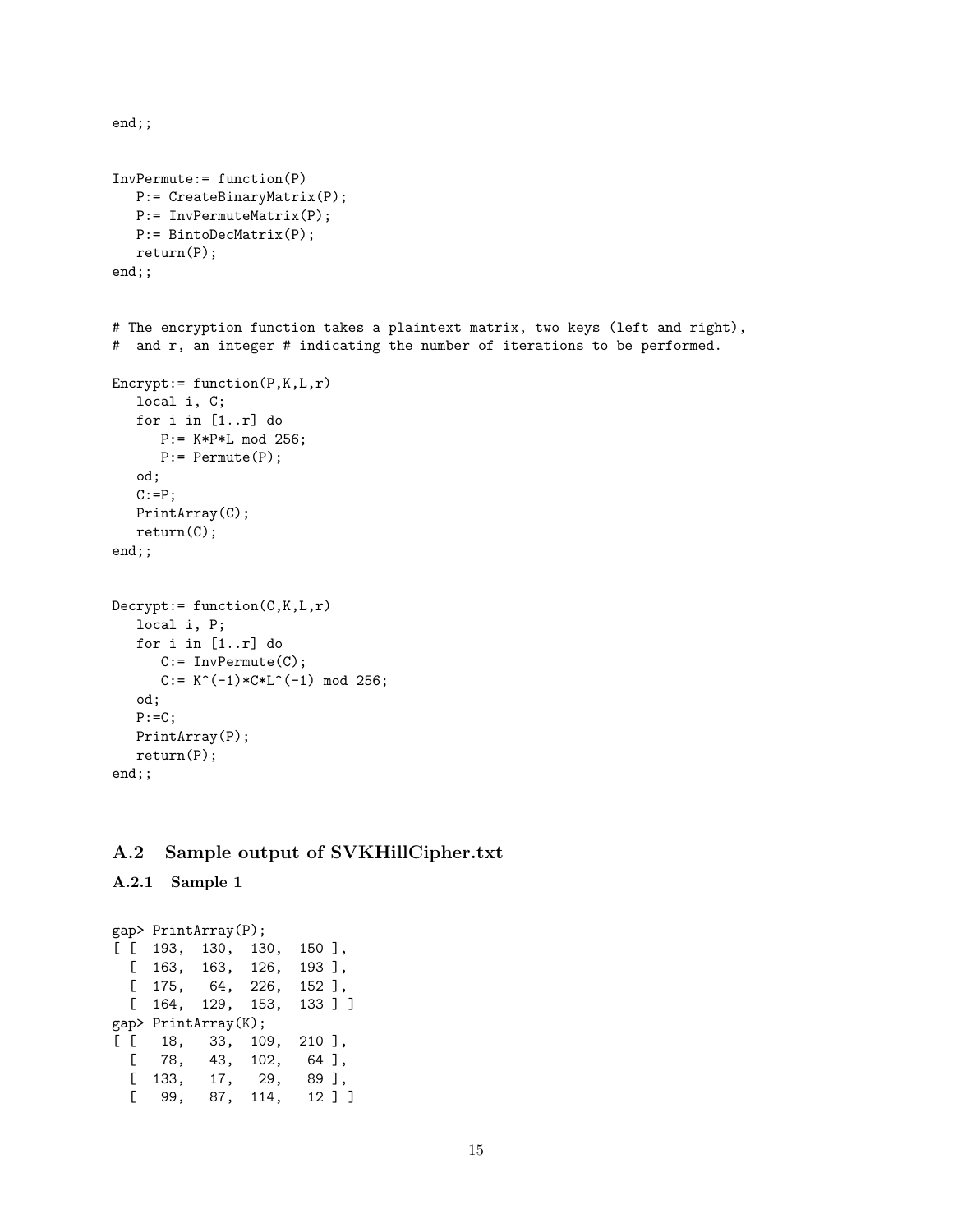```
end;;


InvPermute:= function(P)
   P:= CreateBinaryMatrix(P);
   P:= InvPermuteMatrix(P);
   P:= BintoDecMatrix(P);
   return(P);
end;;


# The encryption function takes a plaintext matrix, two keys (left and right),
#  and r, an integer # indicating the number of iterations to be performed.

Encrypt:= function(P,K,L,r)
   local i, C;
   for i in [1..r] do
      P:= K*P*L mod 256;
      P:= Permute(P);
   od;
   C:=P;
   PrintArray(C);
   return(C);
end;;


Decrypt:= function(C,K,L,r)
   local i, P;
   for i in [1..r] do
      C:= InvPermute(C);
      C:= K^(-1)*C*L^(-1) mod 256;
   od;
   P:=C;
   PrintArray(P);
   return(P);
end;;
```

## A.2 Sample output of SVKHillCipher.txt

### A.2.1 Sample 1

```
gap> PrintArray(P);
[ [  193,  130,  130,  150 ],
  [  163,  163,  126,  193 ],
  [  175,   64,  226,  152 ],
  [  164,  129,  153,  133 ] ]
gap> PrintArray(K);
[ [   18,   33,  109,  210 ],
  [   78,   43,  102,   64 ],
  [  133,   17,   29,   89 ],
  [   99,   87,  114,   12 ] ]
```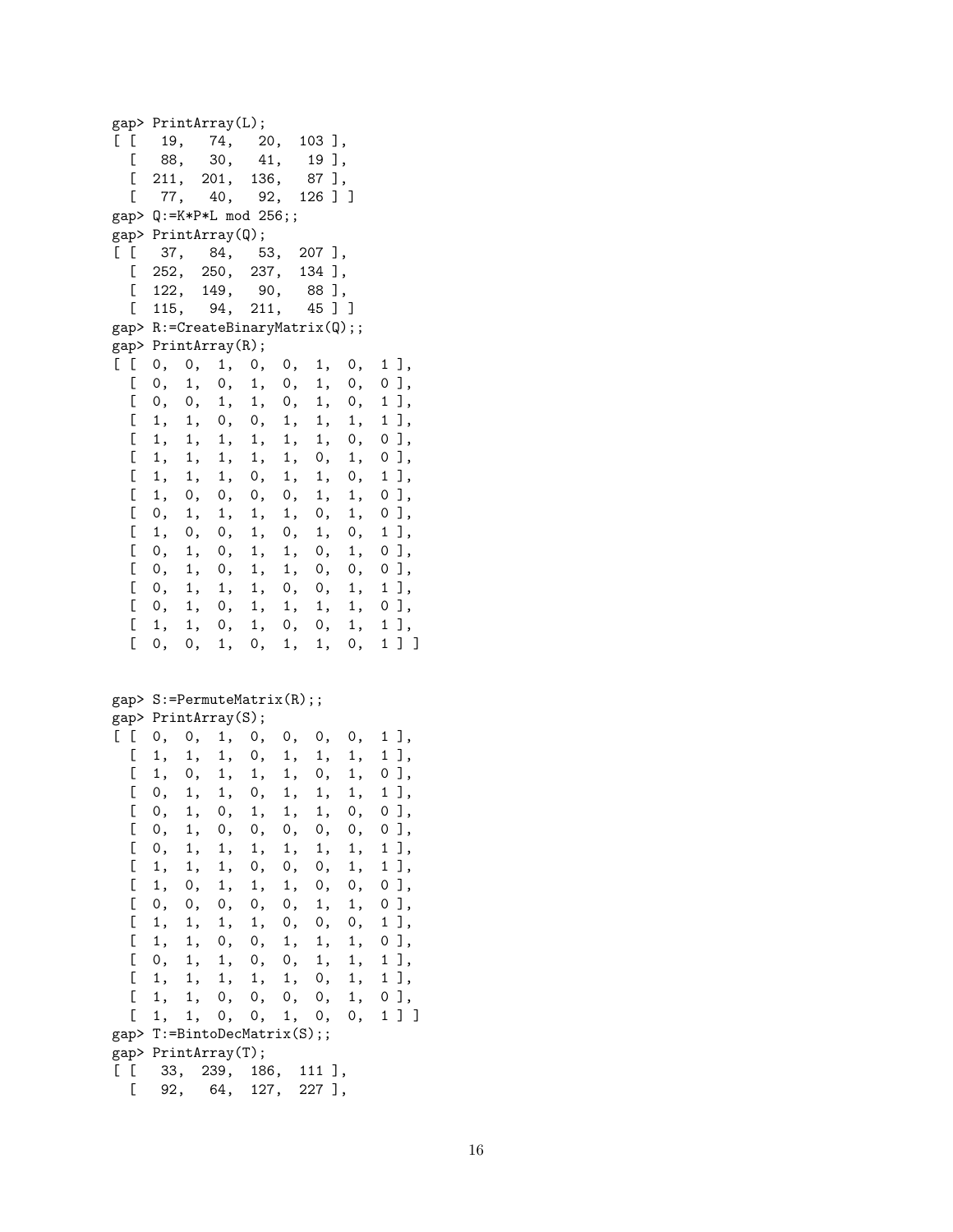```
gap> PrintArray(L);
[ [   19,   74,   20,  103 ],
  [   88,   30,   41,   19 ],
  [  211,  201,  136,   87 ],
  [   77,   40,   92,  126 ] ]
gap> Q:=K*P*L mod 256;;
gap> PrintArray(Q);
[ [   37,   84,   53,  207 ],
  [  252,  250,  237,  134 ],
  [  122,  149,   90,   88 ],
  [  115,   94,  211,   45 ] ]
gap> R:=CreateBinaryMatrix(Q);;
gap> PrintArray(R);
[ [  0,  0,  1,  0,  0,  1,  0,  1 ],
  [  0,  1,  0,  1,  0,  1,  0,  0 ],
  [  0,  0,  1,  1,  0,  1,  0,  1 ],
  [  1,  1,  0,  0,  1,  1,  1,  1 ],
  [  1,  1,  1,  1,  1,  1,  0,  0 ],
  [  1,  1,  1,  1,  1,  0,  1,  0 ],
  [  1,  1,  1,  0,  1,  1,  0,  1 ],
  [  1,  0,  0,  0,  0,  1,  1,  0 ],
  [  0,  1,  1,  1,  1,  0,  1,  0 ],
  [  1,  0,  0,  1,  0,  1,  0,  1 ],
  [  0,  1,  0,  1,  1,  0,  1,  0 ],
  [  0,  1,  0,  1,  1,  0,  0,  0 ],
  [  0,  1,  1,  1,  0,  0,  1,  1 ],
  [  0,  1,  0,  1,  1,  1,  1,  0 ],
  [  1,  1,  0,  1,  0,  0,  1,  1 ],
  [  0,  0,  1,  0,  1,  1,  0,  1 ] ]


gap> S:=PermuteMatrix(R);;
gap> PrintArray(S);
[ [  0,  0,  1,  0,  0,  0,  0,  1 ],
  [  1,  1,  1,  0,  1,  1,  1,  1 ],
  [  1,  0,  1,  1,  1,  0,  1,  0 ],
  [  0,  1,  1,  0,  1,  1,  1,  1 ],
  [  0,  1,  0,  1,  1,  1,  0,  0 ],
  [  0,  1,  0,  0,  0,  0,  0,  0 ],
  [  0,  1,  1,  1,  1,  1,  1,  1 ],
  [  1,  1,  1,  0,  0,  0,  1,  1 ],
  [  1,  0,  1,  1,  1,  0,  0,  0 ],
  [  0,  0,  0,  0,  0,  1,  1,  0 ],
  [  1,  1,  1,  1,  0,  0,  0,  1 ],
  [  1,  1,  0,  0,  1,  1,  1,  0 ],
  [  0,  1,  1,  0,  0,  1,  1,  1 ],
  [  1,  1,  1,  1,  1,  0,  1,  1 ],
  [  1,  1,  0,  0,  0,  0,  1,  0 ],
  [  1,  1,  0,  0,  1,  0,  0,  1 ] ]
gap> T:=BintoDecMatrix(S);;
gap> PrintArray(T);
[ [   33,  239,  186,  111 ],
  [   92,   64,  127,  227 ],
```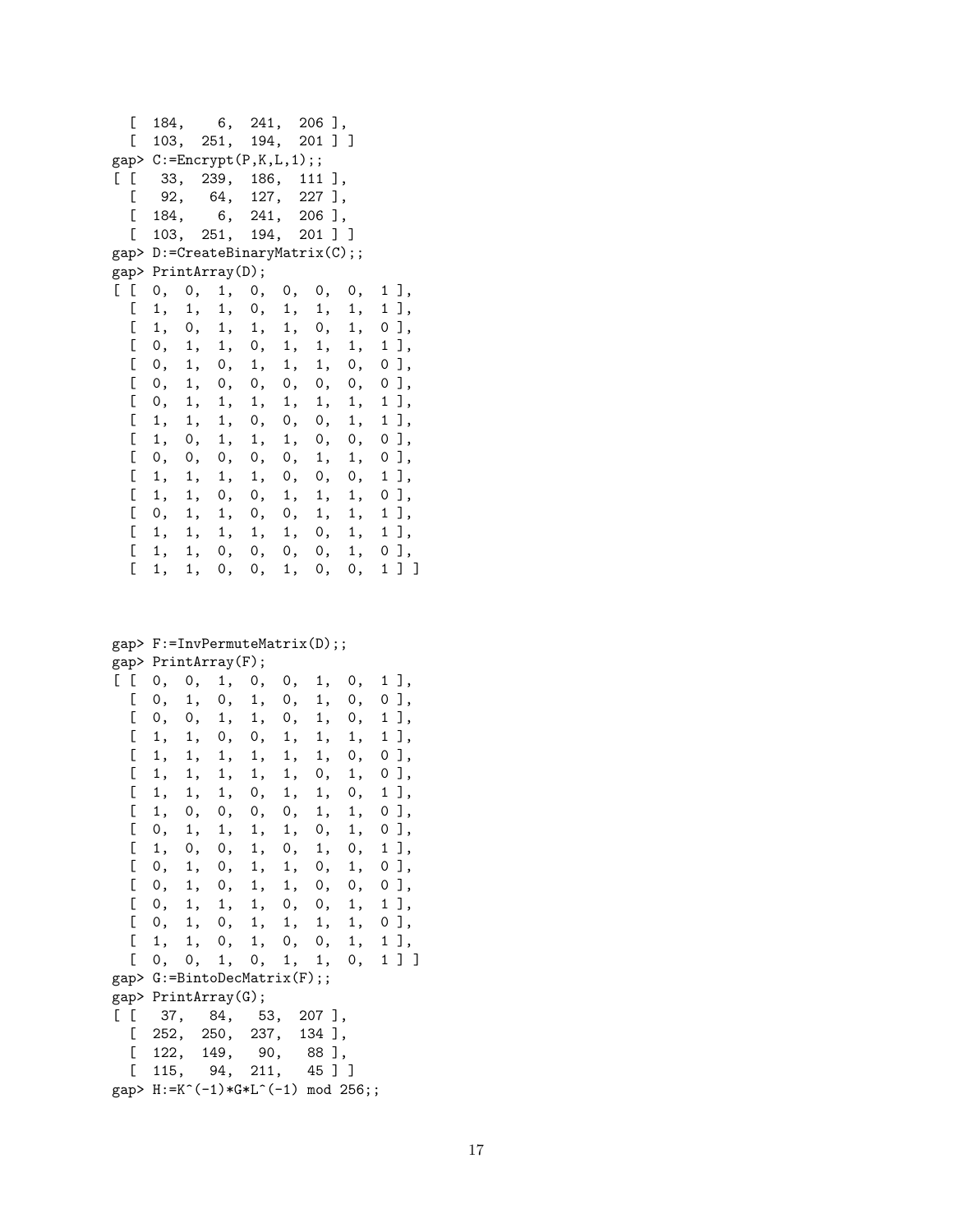```
  [ 184,   6, 241, 206 ],
  [ 103, 251, 194, 201 ] ]
gap> C:=Encrypt(P,K,L,1);;
[ [  33, 239, 186, 111 ],
  [  92,  64, 127, 227 ],
  [ 184,   6, 241, 206 ],
  [ 103, 251, 194, 201 ] ]
gap> D:=CreateBinaryMatrix(C);;
gap> PrintArray(D);
[ [  0,  0,  1,  0,  0,  0,  0,  1 ],
  [  1,  1,  1,  0,  1,  1,  1,  1 ],
  [  1,  0,  1,  1,  1,  0,  1,  0 ],
  [  0,  1,  1,  0,  1,  1,  1,  1 ],
  [  0,  1,  0,  1,  1,  1,  0,  0 ],
  [  0,  1,  0,  0,  0,  0,  0,  0 ],
  [  0,  1,  1,  1,  1,  1,  1,  1 ],
  [  1,  1,  1,  0,  0,  0,  1,  1 ],
  [  1,  0,  1,  1,  1,  0,  0,  0 ],
  [  0,  0,  0,  0,  0,  1,  1,  0 ],
  [  1,  1,  1,  1,  0,  0,  0,  1 ],
  [  1,  1,  0,  0,  1,  1,  1,  0 ],
  [  0,  1,  1,  0,  0,  1,  1,  1 ],
  [  1,  1,  1,  1,  1,  0,  1,  1 ],
  [  1,  1,  0,  0,  0,  0,  1,  0 ],
  [  1,  1,  0,  0,  1,  0,  0,  1 ] ]


gap> F:=InvPermuteMatrix(D);;
gap> PrintArray(F);
[ [  0,  0,  1,  0,  0,  1,  0,  1 ],
  [  0,  1,  0,  1,  0,  1,  0,  0 ],
  [  0,  0,  1,  1,  0,  1,  0,  1 ],
  [  1,  1,  0,  0,  1,  1,  1,  1 ],
  [  1,  1,  1,  1,  1,  1,  0,  0 ],
  [  1,  1,  1,  1,  1,  0,  1,  0 ],
  [  1,  1,  1,  0,  1,  1,  0,  1 ],
  [  1,  0,  0,  0,  0,  1,  1,  0 ],
  [  0,  1,  1,  1,  1,  0,  1,  0 ],
  [  1,  0,  0,  1,  0,  1,  0,  1 ],
  [  0,  1,  0,  1,  1,  0,  1,  0 ],
  [  0,  1,  0,  1,  1,  0,  0,  0 ],
  [  0,  1,  1,  1,  0,  0,  1,  1 ],
  [  0,  1,  0,  1,  1,  1,  1,  0 ],
  [  1,  1,  0,  1,  0,  0,  1,  1 ],
  [  0,  0,  1,  0,  1,  1,  0,  1 ] ]
gap> G:=BintoDecMatrix(F);;
gap> PrintArray(G);
[ [  37,  84,  53, 207 ],
  [ 252, 250, 237, 134 ],
  [ 122, 149,  90,  88 ],
  [ 115,  94, 211,  45 ] ]
gap> H:=K^(-1)*G*L^(-1) mod 256;;
```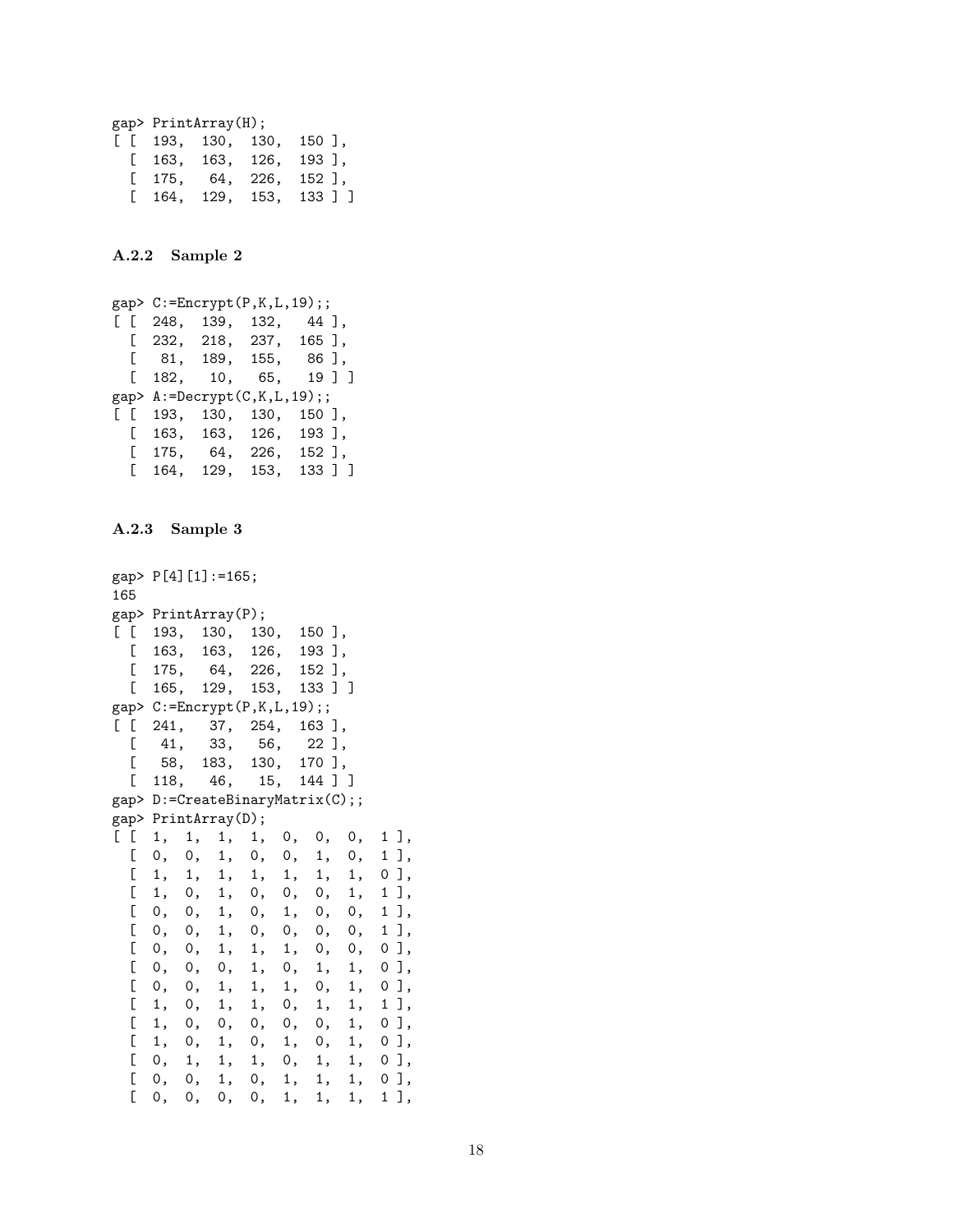```
gap> PrintArray(H);
[ [  193,  130,  130,  150 ],
  [  163,  163,  126,  193 ],
  [  175,   64,  226,  152 ],
  [  164,  129,  153,  133 ] ]
```

### A.2.2 Sample 2

```
gap> C:=Encrypt(P,K,L,19);;
[ [  248,  139,  132,   44 ],
  [  232,  218,  237,  165 ],
  [   81,  189,  155,   86 ],
  [  182,   10,   65,   19 ] ]
gap> A:=Decrypt(C,K,L,19);;
[ [  193,  130,  130,  150 ],
  [  163,  163,  126,  193 ],
  [  175,   64,  226,  152 ],
  [  164,  129,  153,  133 ] ]
```

### A.2.3 Sample 3

```
gap> P[4][1]:=165;
165
gap> PrintArray(P);
[ [  193,  130,  130,  150 ],
  [  163,  163,  126,  193 ],
  [  175,   64,  226,  152 ],
  [  165,  129,  153,  133 ] ]
gap> C:=Encrypt(P,K,L,19);;
[ [  241,   37,  254,  163 ],
  [   41,   33,   56,   22 ],
  [   58,  183,  130,  170 ],
  [  118,   46,   15,  144 ] ]
gap> D:=CreateBinaryMatrix(C);;
gap> PrintArray(D);
[ [  1,  1,  1,  1,  0,  0,  0,  1 ],
  [  0,  0,  1,  0,  0,  1,  0,  1 ],
  [  1,  1,  1,  1,  1,  1,  1,  0 ],
  [  1,  0,  1,  0,  0,  0,  1,  1 ],
  [  0,  0,  1,  0,  1,  0,  0,  1 ],
  [  0,  0,  1,  0,  0,  0,  0,  1 ],
  [  0,  0,  1,  1,  1,  0,  0,  0 ],
  [  0,  0,  0,  1,  0,  1,  1,  0 ],
  [  0,  0,  1,  1,  1,  0,  1,  0 ],
  [  1,  0,  1,  1,  0,  1,  1,  1 ],
  [  1,  0,  0,  0,  0,  0,  1,  0 ],
  [  1,  0,  1,  0,  1,  0,  1,  0 ],
  [  0,  1,  1,  1,  0,  1,  1,  0 ],
  [  0,  0,  1,  0,  1,  1,  1,  0 ],
  [  0,  0,  0,  0,  1,  1,  1,  1 ],
```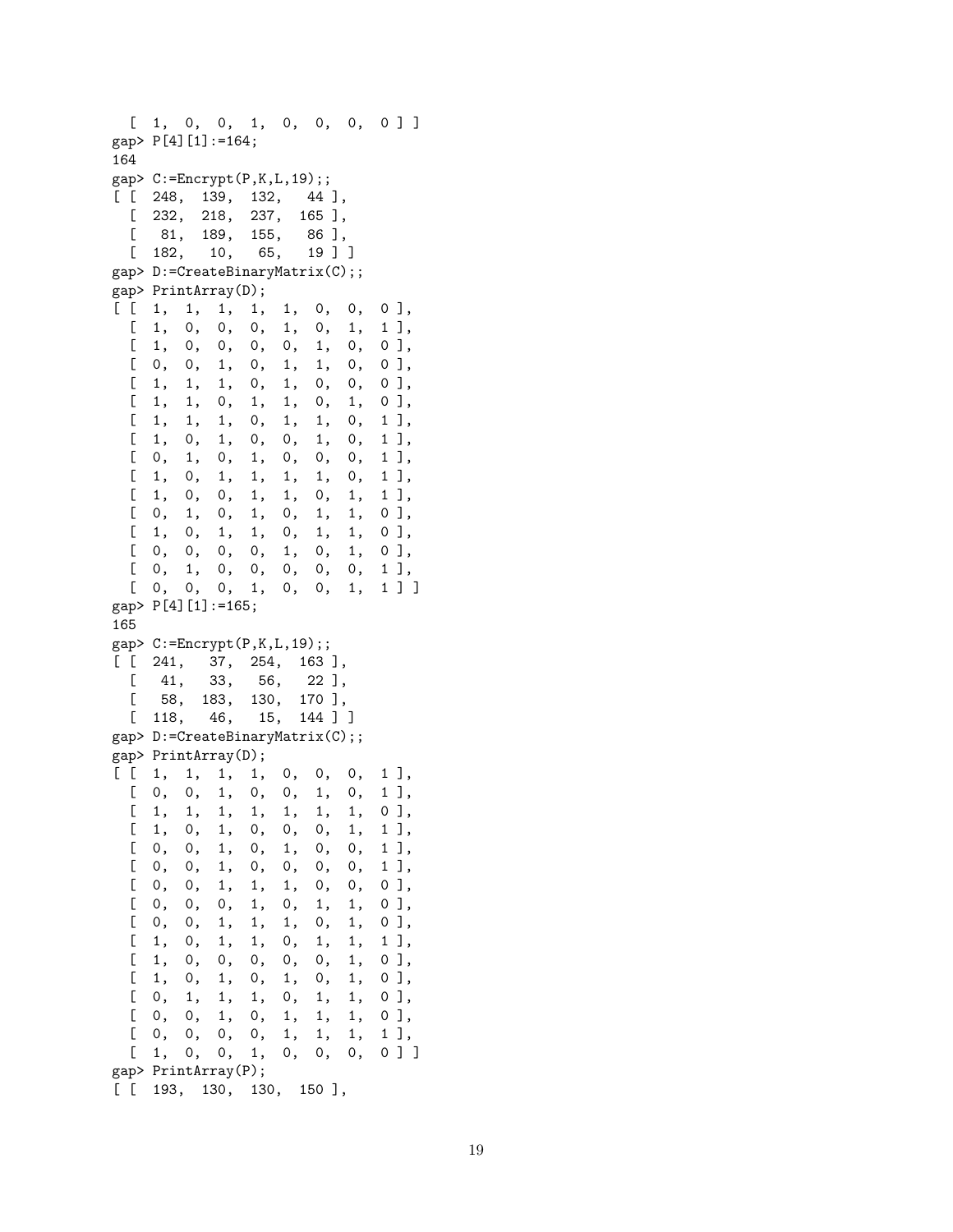```
  [ 1, 0, 0, 1, 0, 0, 0, 0 ] ]
gap> P[4][1]:=164;
164
gap> C:=Encrypt(P,K,L,19);;
[ [ 248, 139, 132,  44 ],
  [ 232, 218, 237, 165 ],
  [  81, 189, 155,  86 ],
  [ 182,  10,  65,  19 ] ]
gap> D:=CreateBinaryMatrix(C);;
gap> PrintArray(D);
[ [ 1, 1, 1, 1, 1, 0, 0, 0 ],
  [ 1, 0, 0, 0, 1, 0, 1, 1 ],
  [ 1, 0, 0, 0, 0, 1, 0, 0 ],
  [ 0, 0, 1, 0, 1, 1, 0, 0 ],
  [ 1, 1, 1, 0, 1, 0, 0, 0 ],
  [ 1, 1, 0, 1, 1, 0, 1, 0 ],
  [ 1, 1, 1, 0, 1, 1, 0, 1 ],
  [ 1, 0, 1, 0, 0, 1, 0, 1 ],
  [ 0, 1, 0, 1, 0, 0, 0, 1 ],
  [ 1, 0, 1, 1, 1, 1, 0, 1 ],
  [ 1, 0, 0, 1, 1, 0, 1, 1 ],
  [ 0, 1, 0, 1, 0, 1, 1, 0 ],
  [ 1, 0, 1, 1, 0, 1, 1, 0 ],
  [ 0, 0, 0, 0, 1, 0, 1, 0 ],
  [ 0, 1, 0, 0, 0, 0, 0, 1 ],
  [ 0, 0, 0, 1, 0, 0, 1, 1 ] ]
gap> P[4][1]:=165;
165
gap> C:=Encrypt(P,K,L,19);;
[ [ 241,  37, 254, 163 ],
  [  41,  33,  56,  22 ],
  [  58, 183, 130, 170 ],
  [ 118,  46,  15, 144 ] ]
gap> D:=CreateBinaryMatrix(C);;
gap> PrintArray(D);
[ [ 1, 1, 1, 1, 0, 0, 0, 1 ],
  [ 0, 0, 1, 0, 0, 1, 0, 1 ],
  [ 1, 1, 1, 1, 1, 1, 1, 0 ],
  [ 1, 0, 1, 0, 0, 0, 1, 1 ],
  [ 0, 0, 1, 0, 1, 0, 0, 1 ],
  [ 0, 0, 1, 0, 0, 0, 0, 1 ],
  [ 0, 0, 1, 1, 1, 0, 0, 0 ],
  [ 0, 0, 0, 1, 0, 1, 1, 0 ],
  [ 0, 0, 1, 1, 1, 0, 1, 0 ],
  [ 1, 0, 1, 1, 0, 1, 1, 1 ],
  [ 1, 0, 0, 0, 0, 0, 1, 0 ],
  [ 1, 0, 1, 0, 1, 0, 1, 0 ],
  [ 0, 1, 1, 1, 0, 1, 1, 0 ],
  [ 0, 0, 1, 0, 1, 1, 1, 0 ],
  [ 0, 0, 0, 0, 1, 1, 1, 1 ],
  [ 1, 0, 0, 1, 0, 0, 0, 0 ] ]
gap> PrintArray(P);
[ [ 193, 130, 130, 150 ],
```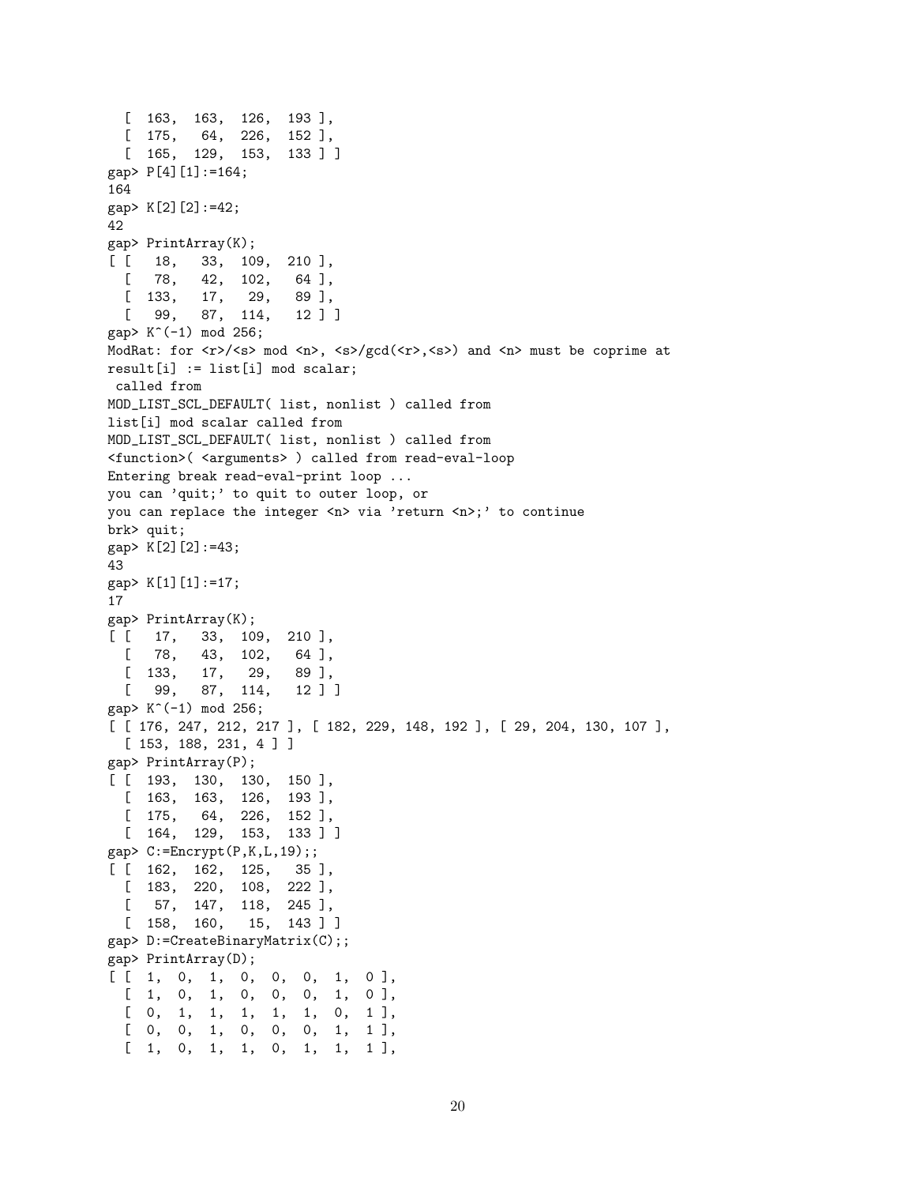```
  [ 163, 163, 126, 193 ],
  [ 175,  64, 226, 152 ],
  [ 165, 129, 153, 133 ] ]
gap> P[4][1]:=164;
164
gap> K[2][2]:=42;
42
gap> PrintArray(K);
[ [  18,  33, 109, 210 ],
  [  78,  42, 102,  64 ],
  [ 133,  17,  29,  89 ],
  [  99,  87, 114,  12 ] ]
gap> K^(-1) mod 256;
ModRat: for <r>/<s> mod <n>, <s>/gcd(<r>,<s>) and <n> must be coprime at
result[i] := list[i] mod scalar;
 called from
MOD_LIST_SCL_DEFAULT( list, nonlist ) called from
list[i] mod scalar called from
MOD_LIST_SCL_DEFAULT( list, nonlist ) called from
<function>( <arguments> ) called from read-eval-loop
Entering break read-eval-print loop ...
you can 'quit;' to quit to outer loop, or
you can replace the integer <n> via 'return <n>;' to continue
brk> quit;
gap> K[2][2]:=43;
43
gap> K[1][1]:=17;
17
gap> PrintArray(K);
[ [  17,  33, 109, 210 ],
  [  78,  43, 102,  64 ],
  [ 133,  17,  29,  89 ],
  [  99,  87, 114,  12 ] ]
gap> K^(-1) mod 256;
[ [ 176, 247, 212, 217 ], [ 182, 229, 148, 192 ], [ 29, 204, 130, 107 ],
  [ 153, 188, 231, 4 ] ]
gap> PrintArray(P);
[ [ 193, 130, 130, 150 ],
  [ 163, 163, 126, 193 ],
  [ 175,  64, 226, 152 ],
  [ 164, 129, 153, 133 ] ]
gap> C:=Encrypt(P,K,L,19);;
[ [ 162, 162, 125,  35 ],
  [ 183, 220, 108, 222 ],
  [  57, 147, 118, 245 ],
  [ 158, 160,  15, 143 ] ]
gap> D:=CreateBinaryMatrix(C);;
gap> PrintArray(D);
[ [  1,  0,  1,  0,  0,  0,  1,  0 ],
  [  1,  0,  1,  0,  0,  0,  1,  0 ],
  [  0,  1,  1,  1,  1,  1,  0,  1 ],
  [  0,  0,  1,  0,  0,  0,  1,  1 ],
  [  1,  0,  1,  1,  0,  1,  1,  1 ],
```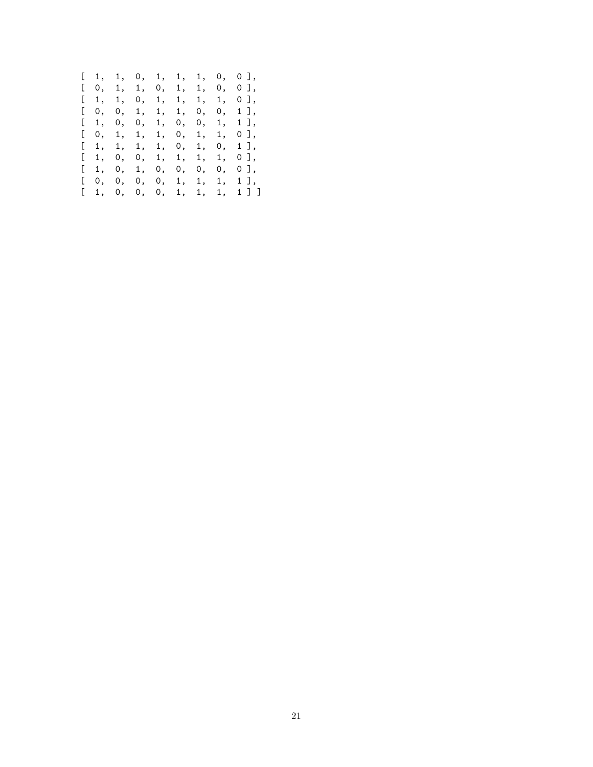```
[  1,  1,  0,  1,  1,  1,  0,  0 ],
[  0,  1,  1,  0,  1,  1,  0,  0 ],
[  1,  1,  0,  1,  1,  1,  1,  0 ],
[  0,  0,  1,  1,  1,  0,  0,  1 ],
[  1,  0,  0,  1,  0,  0,  1,  1 ],
[  0,  1,  1,  1,  0,  1,  1,  0 ],
[  1,  1,  1,  1,  0,  1,  0,  1 ],
[  1,  0,  0,  1,  1,  1,  1,  0 ],
[  1,  0,  1,  0,  0,  0,  0,  0 ],
[  0,  0,  0,  0,  1,  1,  1,  1 ],
[  1,  0,  0,  0,  1,  1,  1,  1 ] ]
```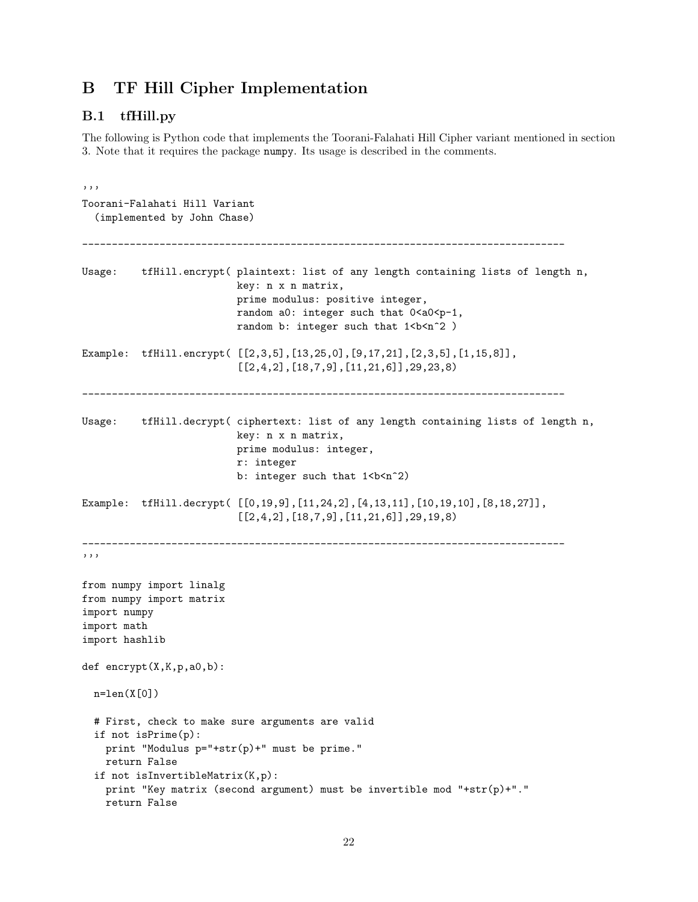# B TF Hill Cipher Implementation

## B.1 tfHill.py

The following is Python code that implements the Toorani-Falahati Hill Cipher variant mentioned in section 3. Note that it requires the package `numpy`. Its usage is described in the comments.

```
'''
Toorani-Falahati Hill Variant
  (implemented by John Chase)

---------------------------------------------------------------------------------

Usage:    tfHill.encrypt( plaintext: list of any length containing lists of length n,
                          key: n x n matrix,
                          prime modulus: positive integer,
                          random a0: integer such that 0<a0<p-1,
                          random b: integer such that 1<b<n^2 )

Example:  tfHill.encrypt( [[2,3,5],[13,25,0],[9,17,21],[2,3,5],[1,15,8]],
                          [[2,4,2],[18,7,9],[11,21,6]],29,23,8)

---------------------------------------------------------------------------------

Usage:    tfHill.decrypt( ciphertext: list of any length containing lists of length n,
                          key: n x n matrix,
                          prime modulus: integer,
                          r: integer
                          b: integer such that 1<b<n^2)

Example:  tfHill.decrypt( [[0,19,9],[11,24,2],[4,13,11],[10,19,10],[8,18,27]],
                          [[2,4,2],[18,7,9],[11,21,6]],29,19,8)

---------------------------------------------------------------------------------
'''

from numpy import linalg
from numpy import matrix
import numpy
import math
import hashlib

def encrypt(X,K,p,a0,b):

  n=len(X[0])

  # First, check to make sure arguments are valid
  if not isPrime(p):
    print "Modulus p="+str(p)+" must be prime."
    return False
  if not isInvertibleMatrix(K,p):
    print "Key matrix (second argument) must be invertible mod "+str(p)+"."
    return False
```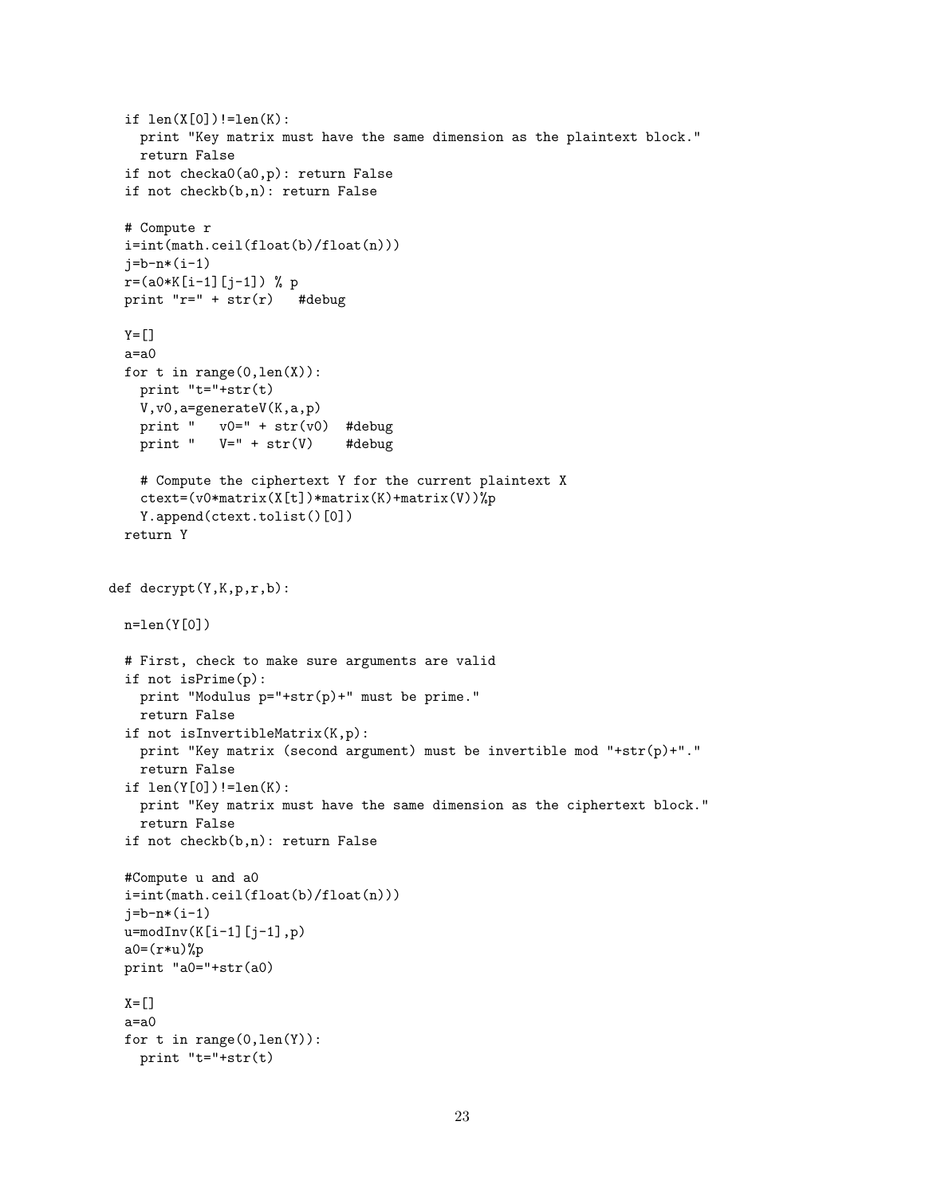```
  if len(X[0])!=len(K):
    print "Key matrix must have the same dimension as the plaintext block."
    return False
  if not checka0(a0,p): return False
  if not checkb(b,n): return False

  # Compute r
  i=int(math.ceil(float(b)/float(n)))
  j=b-n*(i-1)
  r=(a0*K[i-1][j-1]) % p
  print "r=" + str(r)   #debug

  Y=[]
  a=a0
  for t in range(0,len(X)):
    print "t="+str(t)
    V,v0,a=generateV(K,a,p)
    print "   v0=" + str(v0)  #debug
    print "   V=" + str(V)    #debug

    # Compute the ciphertext Y for the current plaintext X
    ctext=(v0*matrix(X[t])*matrix(K)+matrix(V))%p
    Y.append(ctext.tolist()[0])
  return Y


def decrypt(Y,K,p,r,b):

  n=len(Y[0])

  # First, check to make sure arguments are valid
  if not isPrime(p):
    print "Modulus p="+str(p)+" must be prime."
    return False
  if not isInvertibleMatrix(K,p):
    print "Key matrix (second argument) must be invertible mod "+str(p)+"."
    return False
  if len(Y[0])!=len(K):
    print "Key matrix must have the same dimension as the ciphertext block."
    return False
  if not checkb(b,n): return False

  #Compute u and a0
  i=int(math.ceil(float(b)/float(n)))
  j=b-n*(i-1)
  u=modInv(K[i-1][j-1],p)
  a0=(r*u)%p
  print "a0="+str(a0)

  X=[]
  a=a0
  for t in range(0,len(Y)):
    print "t="+str(t)
```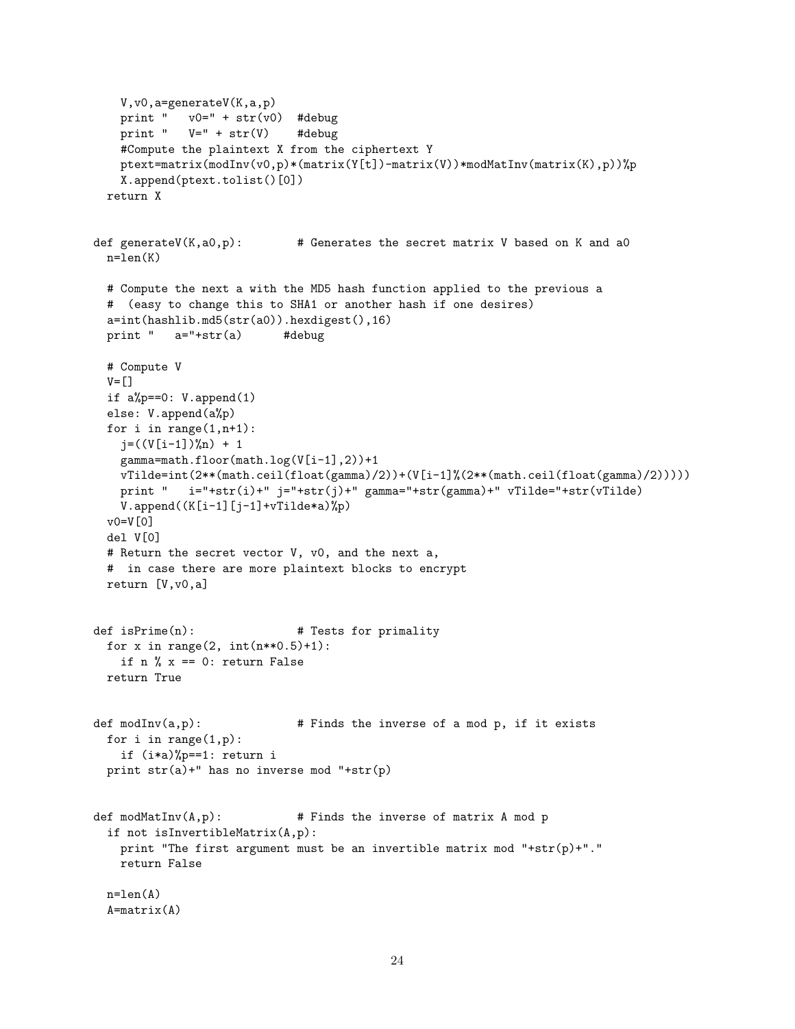```
    V,v0,a=generateV(K,a,p)
    print "   v0=" + str(v0)  #debug
    print "   V=" + str(V)    #debug
    #Compute the plaintext X from the ciphertext Y
    ptext=matrix(modInv(v0,p)*(matrix(Y[t])-matrix(V))*modMatInv(matrix(K),p))%p
    X.append(ptext.tolist()[0])
  return X


def generateV(K,a0,p):        # Generates the secret matrix V based on K and a0
  n=len(K)

  # Compute the next a with the MD5 hash function applied to the previous a
  #  (easy to change this to SHA1 or another hash if one desires)
  a=int(hashlib.md5(str(a0)).hexdigest(),16)
  print "   a="+str(a)      #debug

  # Compute V
  V=[]
  if a%p==0: V.append(1)
  else: V.append(a%p)
  for i in range(1,n+1):
    j=((V[i-1])%n) + 1
    gamma=math.floor(math.log(V[i-1],2))+1
    vTilde=int(2**(math.ceil(float(gamma)/2))+(V[i-1]%(2**(math.ceil(float(gamma)/2)))))
    print "   i="+str(i)+" j="+str(j)+" gamma="+str(gamma)+" vTilde="+str(vTilde)
    V.append((K[i-1][j-1]+vTilde*a)%p)
  v0=V[0]
  del V[0]
  # Return the secret vector V, v0, and the next a,
  #  in case there are more plaintext blocks to encrypt
  return [V,v0,a]


def isPrime(n):               # Tests for primality
  for x in range(2, int(n**0.5)+1):
    if n % x == 0: return False
  return True


def modInv(a,p):              # Finds the inverse of a mod p, if it exists
  for i in range(1,p):
    if (i*a)%p==1: return i
  print str(a)+" has no inverse mod "+str(p)


def modMatInv(A,p):           # Finds the inverse of matrix A mod p
  if not isInvertibleMatrix(A,p):
    print "The first argument must be an invertible matrix mod "+str(p)+"."
    return False

  n=len(A)
  A=matrix(A)
```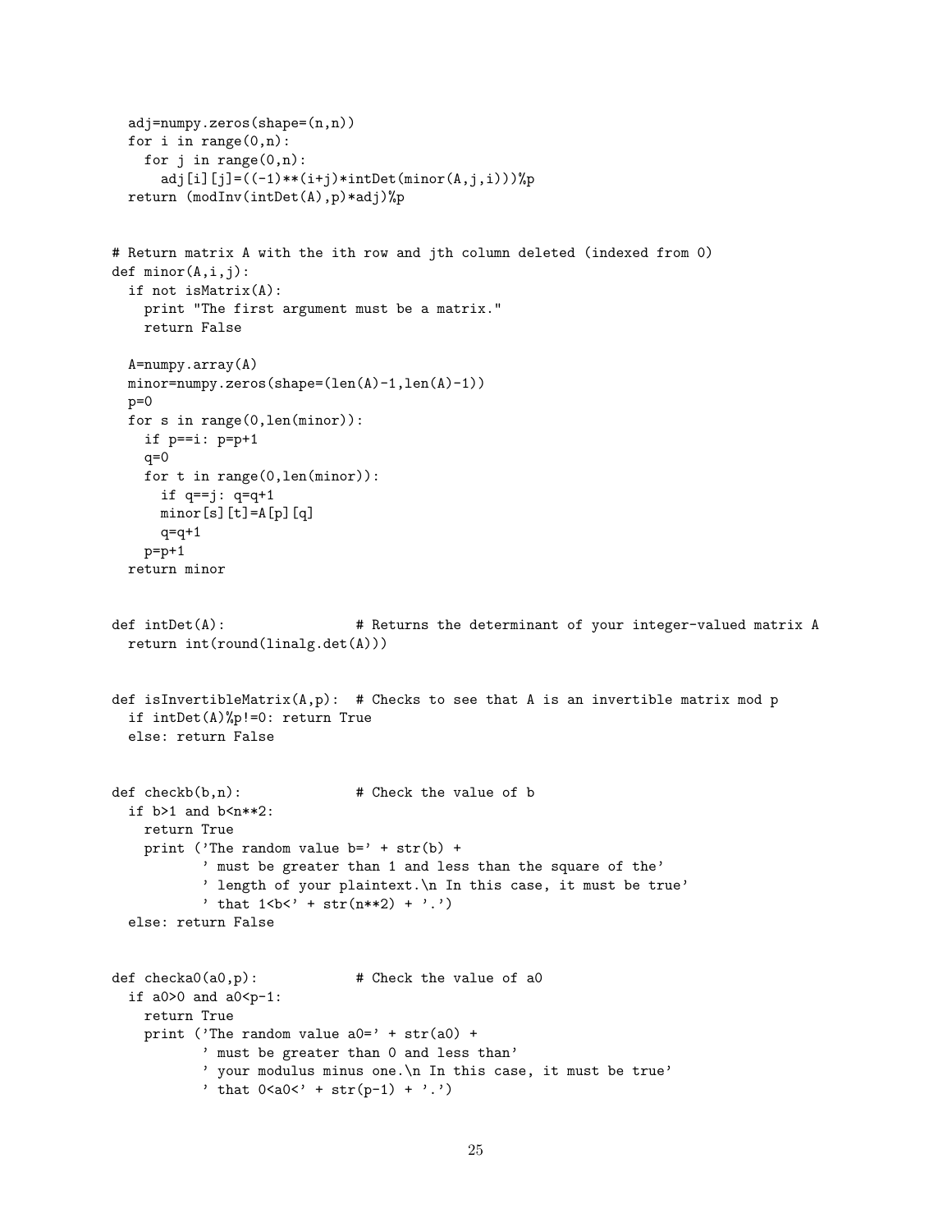```
  adj=numpy.zeros(shape=(n,n))
  for i in range(0,n):
    for j in range(0,n):
      adj[i][j]=((-1)**(i+j)*intDet(minor(A,j,i)))%p
  return (modInv(intDet(A),p)*adj)%p


# Return matrix A with the ith row and jth column deleted (indexed from 0)
def minor(A,i,j):
  if not isMatrix(A):
    print "The first argument must be a matrix."
    return False

  A=numpy.array(A)
  minor=numpy.zeros(shape=(len(A)-1,len(A)-1))
  p=0
  for s in range(0,len(minor)):
    if p==i: p=p+1
    q=0
    for t in range(0,len(minor)):
      if q==j: q=q+1
      minor[s][t]=A[p][q]
      q=q+1
    p=p+1
  return minor


def intDet(A):                # Returns the determinant of your integer-valued matrix A
  return int(round(linalg.det(A)))


def isInvertibleMatrix(A,p):  # Checks to see that A is an invertible matrix mod p
  if intDet(A)%p!=0: return True
  else: return False


def checkb(b,n):              # Check the value of b
  if b>1 and b<n**2:
    return True
    print ('The random value b=' + str(b) +
           ' must be greater than 1 and less than the square of the'
           ' length of your plaintext.\n In this case, it must be true'
           ' that 1<b<' + str(n**2) + '.')
  else: return False


def checka0(a0,p):            # Check the value of a0
  if a0>0 and a0<p-1:
    return True
    print ('The random value a0=' + str(a0) +
           ' must be greater than 0 and less than'
           ' your modulus minus one.\n In this case, it must be true'
           ' that 0<a0<' + str(p-1) + '.')
```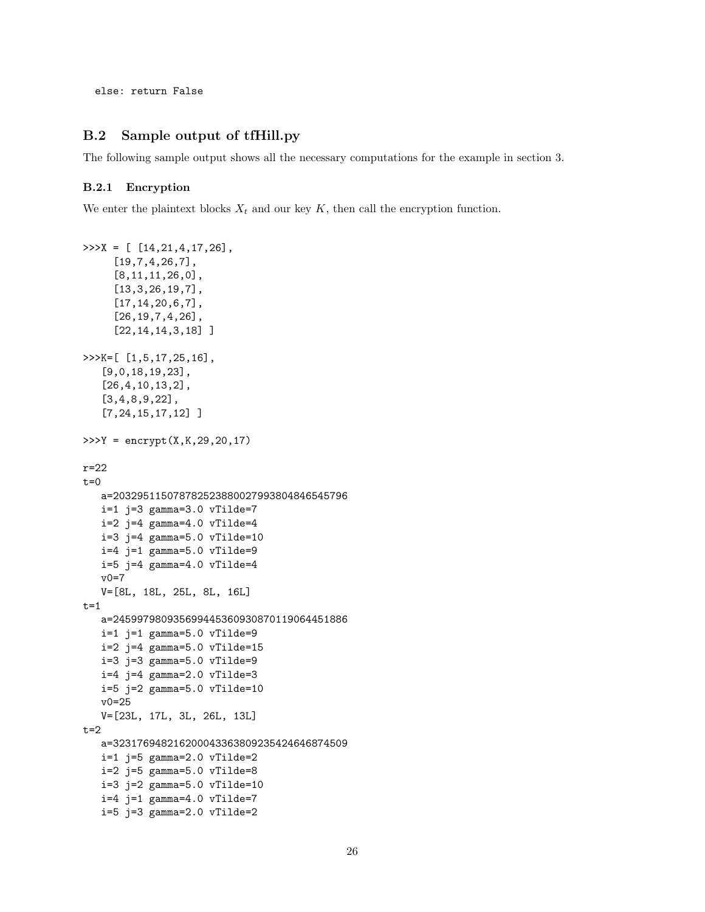```
  else: return False
```

### B.2 Sample output of tfHill.py

The following sample output shows all the necessary computations for the example in section 3.

#### B.2.1 Encryption

We enter the plaintext blocks $X_t$ and our key $K$, then call the encryption function.

```
>>>X = [ [14,21,4,17,26],
      [19,7,4,26,7],
      [8,11,11,26,0],
      [13,3,26,19,7],
      [17,14,20,6,7],
      [26,19,7,4,26],
      [22,14,14,3,18] ]

>>>K=[ [1,5,17,25,16],
    [9,0,18,19,23],
    [26,4,10,13,2],
    [3,4,8,9,22],
    [7,24,15,17,12] ]

>>>Y = encrypt(X,K,29,20,17)

r=22
t=0
   a=20329511507878252388002799380484654579 6
   i=1 j=3 gamma=3.0 vTilde=7
   i=2 j=4 gamma=4.0 vTilde=4
   i=3 j=4 gamma=5.0 vTilde=10
   i=4 j=1 gamma=5.0 vTilde=9
   i=5 j=4 gamma=4.0 vTilde=4
   v0=7
   V=[8L, 18L, 25L, 8L, 16L]
t=1
   a=245997980935699445360930870119064451886
   i=1 j=1 gamma=5.0 vTilde=9
   i=2 j=4 gamma=5.0 vTilde=15
   i=3 j=3 gamma=5.0 vTilde=9
   i=4 j=4 gamma=2.0 vTilde=3
   i=5 j=2 gamma=5.0 vTilde=10
   v0=25
   V=[23L, 17L, 3L, 26L, 13L]
t=2
   a=323176948216200043363809235424646874509
   i=1 j=5 gamma=2.0 vTilde=2
   i=2 j=5 gamma=5.0 vTilde=8
   i=3 j=2 gamma=5.0 vTilde=10
   i=4 j=1 gamma=4.0 vTilde=7
   i=5 j=3 gamma=2.0 vTilde=2
```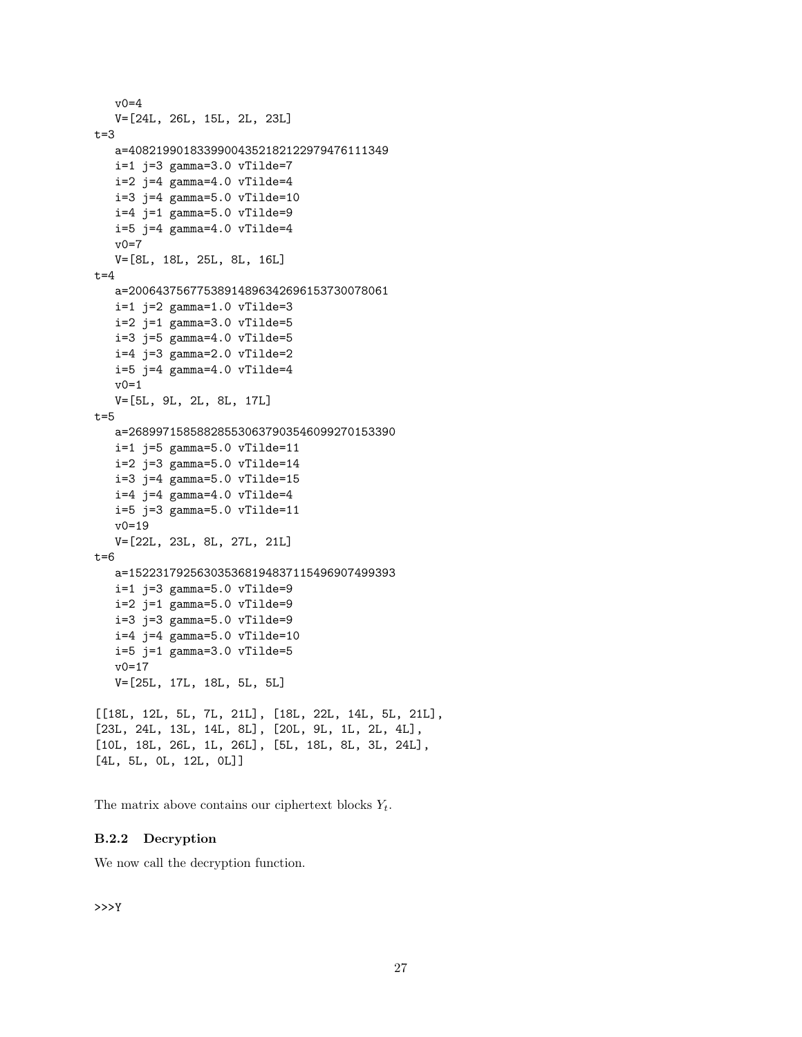```
   v0=4
   V=[24L, 26L, 15L, 2L, 23L]
t=3
   a=40821990183399004352182122979476111349
   i=1 j=3 gamma=3.0 vTilde=7
   i=2 j=4 gamma=4.0 vTilde=4
   i=3 j=4 gamma=5.0 vTilde=10
   i=4 j=1 gamma=5.0 vTilde=9
   i=5 j=4 gamma=4.0 vTilde=4
   v0=7
   V=[8L, 18L, 25L, 8L, 16L]
t=4
   a=200643756775389148963426961537300780 61
   i=1 j=2 gamma=1.0 vTilde=3
   i=2 j=1 gamma=3.0 vTilde=5
   i=3 j=5 gamma=4.0 vTilde=5
   i=4 j=3 gamma=2.0 vTilde=2
   i=5 j=4 gamma=4.0 vTilde=4
   v0=1
   V=[5L, 9L, 2L, 8L, 17L]
t=5
   a=268997158588285530637903546099270153390
   i=1 j=5 gamma=5.0 vTilde=11
   i=2 j=3 gamma=5.0 vTilde=14
   i=3 j=4 gamma=5.0 vTilde=15
   i=4 j=4 gamma=4.0 vTilde=4
   i=5 j=3 gamma=5.0 vTilde=11
   v0=19
   V=[22L, 23L, 8L, 27L, 21L]
t=6
   a=152231792563035368194837115496907499393
   i=1 j=3 gamma=5.0 vTilde=9
   i=2 j=1 gamma=5.0 vTilde=9
   i=3 j=3 gamma=5.0 vTilde=9
   i=4 j=4 gamma=5.0 vTilde=10
   i=5 j=1 gamma=3.0 vTilde=5
   v0=17
   V=[25L, 17L, 18L, 5L, 5L]

[[18L, 12L, 5L, 7L, 21L], [18L, 22L, 14L, 5L, 21L],
[23L, 24L, 13L, 14L, 8L], [20L, 9L, 1L, 2L, 4L],
[10L, 18L, 26L, 1L, 26L], [5L, 18L, 8L, 3L, 24L],
[4L, 5L, 0L, 12L, 0L]]
```

The matrix above contains our ciphertext blocks $Y_t$.

### B.2.2 Decryption

We now call the decryption function.

```
>>>Y
```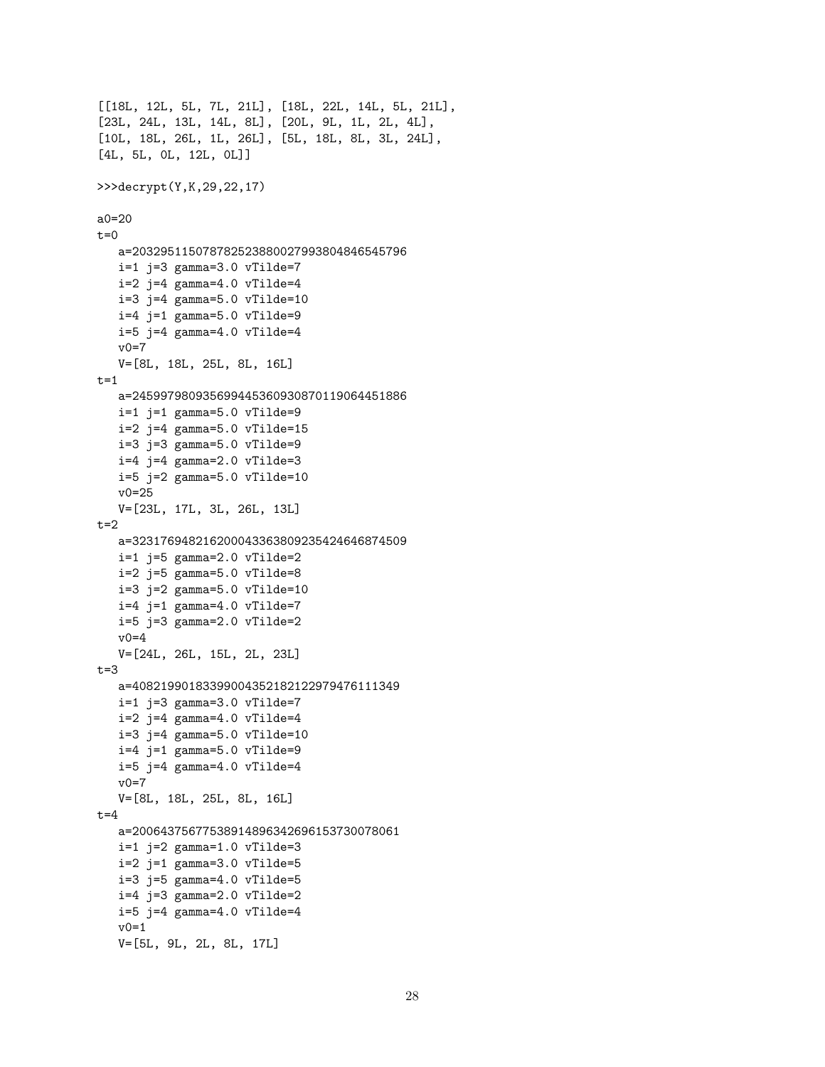```
[[18L, 12L, 5L, 7L, 21L], [18L, 22L, 14L, 5L, 21L],
[23L, 24L, 13L, 14L, 8L], [20L, 9L, 1L, 2L, 4L],
[10L, 18L, 26L, 1L, 26L], [5L, 18L, 8L, 3L, 24L],
[4L, 5L, 0L, 12L, 0L]]

>>>decrypt(Y,K,29,22,17)

a0=20
t=0
   a=203295115078782523880027993804846545796
   i=1 j=3 gamma=3.0 vTilde=7
   i=2 j=4 gamma=4.0 vTilde=4
   i=3 j=4 gamma=5.0 vTilde=10
   i=4 j=1 gamma=5.0 vTilde=9
   i=5 j=4 gamma=4.0 vTilde=4
   v0=7
   V=[8L, 18L, 25L, 8L, 16L]
t=1
   a=2459979809356994453609308701190644518 86
   i=1 j=1 gamma=5.0 vTilde=9
   i=2 j=4 gamma=5.0 vTilde=15
   i=3 j=3 gamma=5.0 vTilde=9
   i=4 j=4 gamma=2.0 vTilde=3
   i=5 j=2 gamma=5.0 vTilde=10
   v0=25
   V=[23L, 17L, 3L, 26L, 13L]
t=2
   a=3231769482162000433638092354246468745 09
   i=1 j=5 gamma=2.0 vTilde=2
   i=2 j=5 gamma=5.0 vTilde=8
   i=3 j=2 gamma=5.0 vTilde=10
   i=4 j=1 gamma=4.0 vTilde=7
   i=5 j=3 gamma=2.0 vTilde=2
   v0=4
   V=[24L, 26L, 15L, 2L, 23L]
t=3
   a=4082199018339900435218212297947611134 9
   i=1 j=3 gamma=3.0 vTilde=7
   i=2 j=4 gamma=4.0 vTilde=4
   i=3 j=4 gamma=5.0 vTilde=10
   i=4 j=1 gamma=5.0 vTilde=9
   i=5 j=4 gamma=4.0 vTilde=4
   v0=7
   V=[8L, 18L, 25L, 8L, 16L]
t=4
   a=2006437567753891489634269615373007806 1
   i=1 j=2 gamma=1.0 vTilde=3
   i=2 j=1 gamma=3.0 vTilde=5
   i=3 j=5 gamma=4.0 vTilde=5
   i=4 j=3 gamma=2.0 vTilde=2
   i=5 j=4 gamma=4.0 vTilde=4
   v0=1
   V=[5L, 9L, 2L, 8L, 17L]
```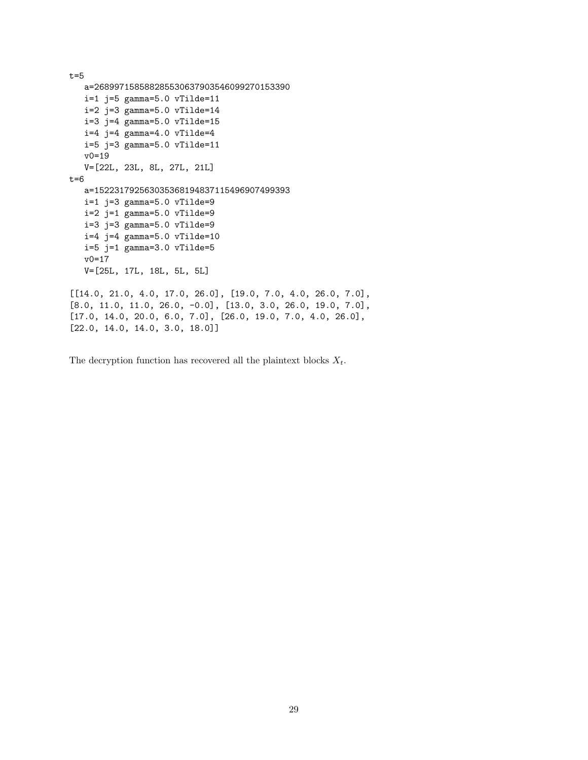```
t=5
   a=268997158588285530637903546099270153390
   i=1 j=5 gamma=5.0 vTilde=11
   i=2 j=3 gamma=5.0 vTilde=14
   i=3 j=4 gamma=5.0 vTilde=15
   i=4 j=4 gamma=4.0 vTilde=4
   i=5 j=3 gamma=5.0 vTilde=11
   v0=19
   V=[22L, 23L, 8L, 27L, 21L]
t=6
   a=152231792563035368194837115496907499393
   i=1 j=3 gamma=5.0 vTilde=9
   i=2 j=1 gamma=5.0 vTilde=9
   i=3 j=3 gamma=5.0 vTilde=9
   i=4 j=4 gamma=5.0 vTilde=10
   i=5 j=1 gamma=3.0 vTilde=5
   v0=17
   V=[25L, 17L, 18L, 5L, 5L]

[[14.0, 21.0, 4.0, 17.0, 26.0], [19.0, 7.0, 4.0, 26.0, 7.0],
[8.0, 11.0, 11.0, 26.0, -0.0], [13.0, 3.0, 26.0, 19.0, 7.0],
[17.0, 14.0, 20.0, 6.0, 7.0], [26.0, 19.0, 7.0, 4.0, 26.0],
[22.0, 14.0, 14.0, 3.0, 18.0]]
```

The decryption function has recovered all the plaintext blocks $X_t$.